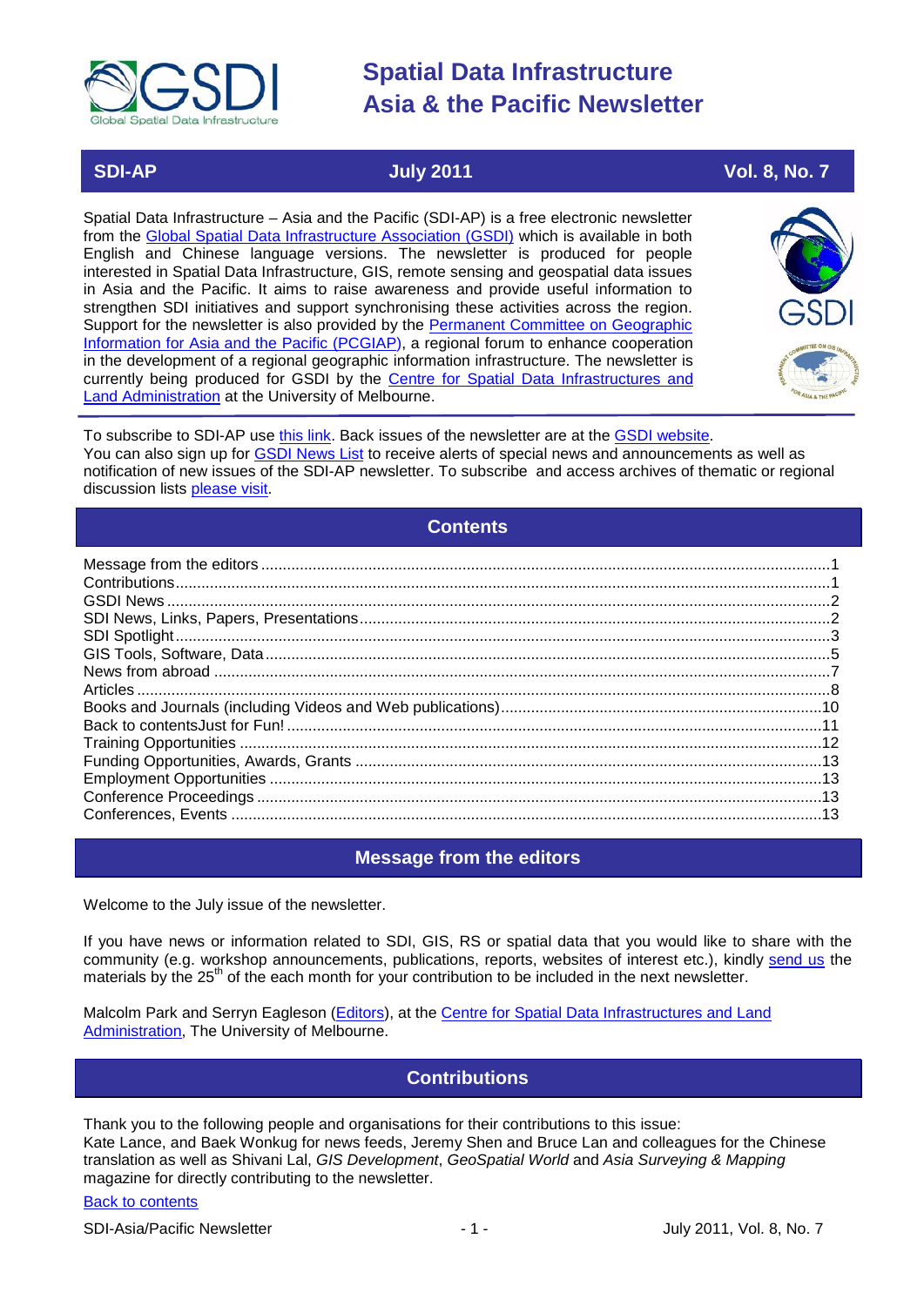# Spatial Data Infrastructure Asia & the Pacific Newsletter

**SDI-AP** | **July 2011** | **Vol. 8, No. 7**

Spatial Data Infrastructure – Asia and the Pacific (SDI-AP) is a free electronic newsletter from the Global Spatial Data Infrastructure Association (GSDI) which is available in both English and Chinese language versions. The newsletter is produced for people interested in Spatial Data Infrastructure, GIS, remote sensing and geospatial data issues in Asia and the Pacific. It aims to raise awareness and provide useful information to strengthen SDI initiatives and support synchronising these activities across the region. Support for the newsletter is also provided by the Permanent Committee on Geographic Information for Asia and the Pacific (PCGIAP), a regional forum to enhance cooperation in the development of a regional geographic information infrastructure. The newsletter is currently being produced for GSDI by the Centre for Spatial Data Infrastructures and Land Administration at the University of Melbourne.

To subscribe to SDI-AP use this link. Back issues of the newsletter are at the GSDI website.
You can also sign up for GSDI News List to receive alerts of special news and announcements as well as notification of new issues of the SDI-AP newsletter. To subscribe and access archives of thematic or regional discussion lists please visit.

## Contents

- Message from the editors ....1
- Contributions ....1
- GSDI News ....2
- SDI News, Links, Papers, Presentations ....2
- SDI Spotlight ....3
- GIS Tools, Software, Data ....5
- News from abroad ....7
- Articles ....8
- Books and Journals (including Videos and Web publications) ....10
- Back to contentsJust for Fun! ....11
- Training Opportunities ....12
- Funding Opportunities, Awards, Grants ....13
- Employment Opportunities ....13
- Conference Proceedings ....13
- Conferences, Events ....13

## Message from the editors

Welcome to the July issue of the newsletter.

If you have news or information related to SDI, GIS, RS or spatial data that you would like to share with the community (e.g. workshop announcements, publications, reports, websites of interest etc.), kindly send us the materials by the 25th of the each month for your contribution to be included in the next newsletter.

Malcolm Park and Serryn Eagleson (Editors), at the Centre for Spatial Data Infrastructures and Land Administration, The University of Melbourne.

## Contributions

Thank you to the following people and organisations for their contributions to this issue:
Kate Lance, and Baek Wonkug for news feeds, Jeremy Shen and Bruce Lan and colleagues for the Chinese translation as well as Shivani Lal, *GIS Development*, *GeoSpatial World* and *Asia Surveying & Mapping* magazine for directly contributing to the newsletter.

Back to contents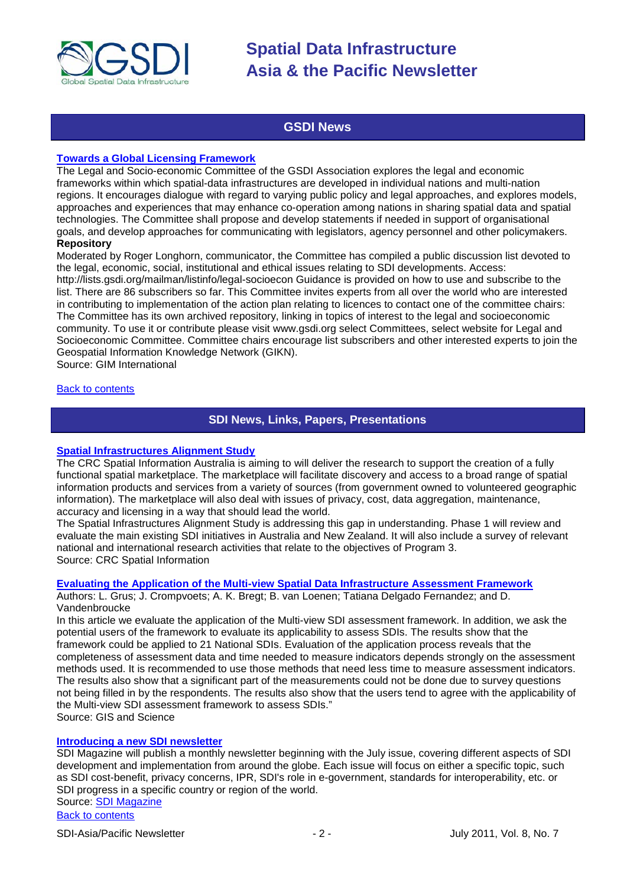## GSDI News

### [Towards a Global Licensing Framework]

The Legal and Socio-economic Committee of the GSDI Association explores the legal and economic frameworks within which spatial-data infrastructures are developed in individual nations and multi-nation regions. It encourages dialogue with regard to varying public policy and legal approaches, and explores models, approaches and experiences that may enhance co-operation among nations in sharing spatial data and spatial technologies. The Committee shall propose and develop statements if needed in support of organisational goals, and develop approaches for communicating with legislators, agency personnel and other policymakers.

**Repository**

Moderated by Roger Longhorn, communicator, the Committee has compiled a public discussion list devoted to the legal, economic, social, institutional and ethical issues relating to SDI developments. Access: http://lists.gsdi.org/mailman/listinfo/legal-socioecon Guidance is provided on how to use and subscribe to the list. There are 86 subscribers so far. This Committee invites experts from all over the world who are interested in contributing to implementation of the action plan relating to licences to contact one of the committee chairs: The Committee has its own archived repository, linking in topics of interest to the legal and socioeconomic community. To use it or contribute please visit www.gsdi.org select Committees, select website for Legal and Socioeconomic Committee. Committee chairs encourage list subscribers and other interested experts to join the Geospatial Information Knowledge Network (GIKN).

Source: GIM International

Back to contents

## SDI News, Links, Papers, Presentations

### [Spatial Infrastructures Alignment Study]

The CRC Spatial Information Australia is aiming to will deliver the research to support the creation of a fully functional spatial marketplace. The marketplace will facilitate discovery and access to a broad range of spatial information products and services from a variety of sources (from government owned to volunteered geographic information). The marketplace will also deal with issues of privacy, cost, data aggregation, maintenance, accuracy and licensing in a way that should lead the world.

The Spatial Infrastructures Alignment Study is addressing this gap in understanding. Phase 1 will review and evaluate the main existing SDI initiatives in Australia and New Zealand. It will also include a survey of relevant national and international research activities that relate to the objectives of Program 3.

Source: CRC Spatial Information

### [Evaluating the Application of the Multi-view Spatial Data Infrastructure Assessment Framework]

Authors: L. Grus; J. Crompvoets; A. K. Bregt; B. van Loenen; Tatiana Delgado Fernandez; and D. Vandenbroucke

In this article we evaluate the application of the Multi-view SDI assessment framework. In addition, we ask the potential users of the framework to evaluate its applicability to assess SDIs. The results show that the framework could be applied to 21 National SDIs. Evaluation of the application process reveals that the completeness of assessment data and time needed to measure indicators depends strongly on the assessment methods used. It is recommended to use those methods that need less time to measure assessment indicators. The results also show that a significant part of the measurements could not be done due to survey questions not being filled in by the respondents. The results also show that the users tend to agree with the applicability of the Multi-view SDI assessment framework to assess SDIs."

Source: GIS and Science

### [Introducing a new SDI newsletter]

SDI Magazine will publish a monthly newsletter beginning with the July issue, covering different aspects of SDI development and implementation from around the globe. Each issue will focus on either a specific topic, such as SDI cost-benefit, privacy concerns, IPR, SDI's role in e-government, standards for interoperability, etc. or SDI progress in a specific country or region of the world.

Source: SDI Magazine

Back to contents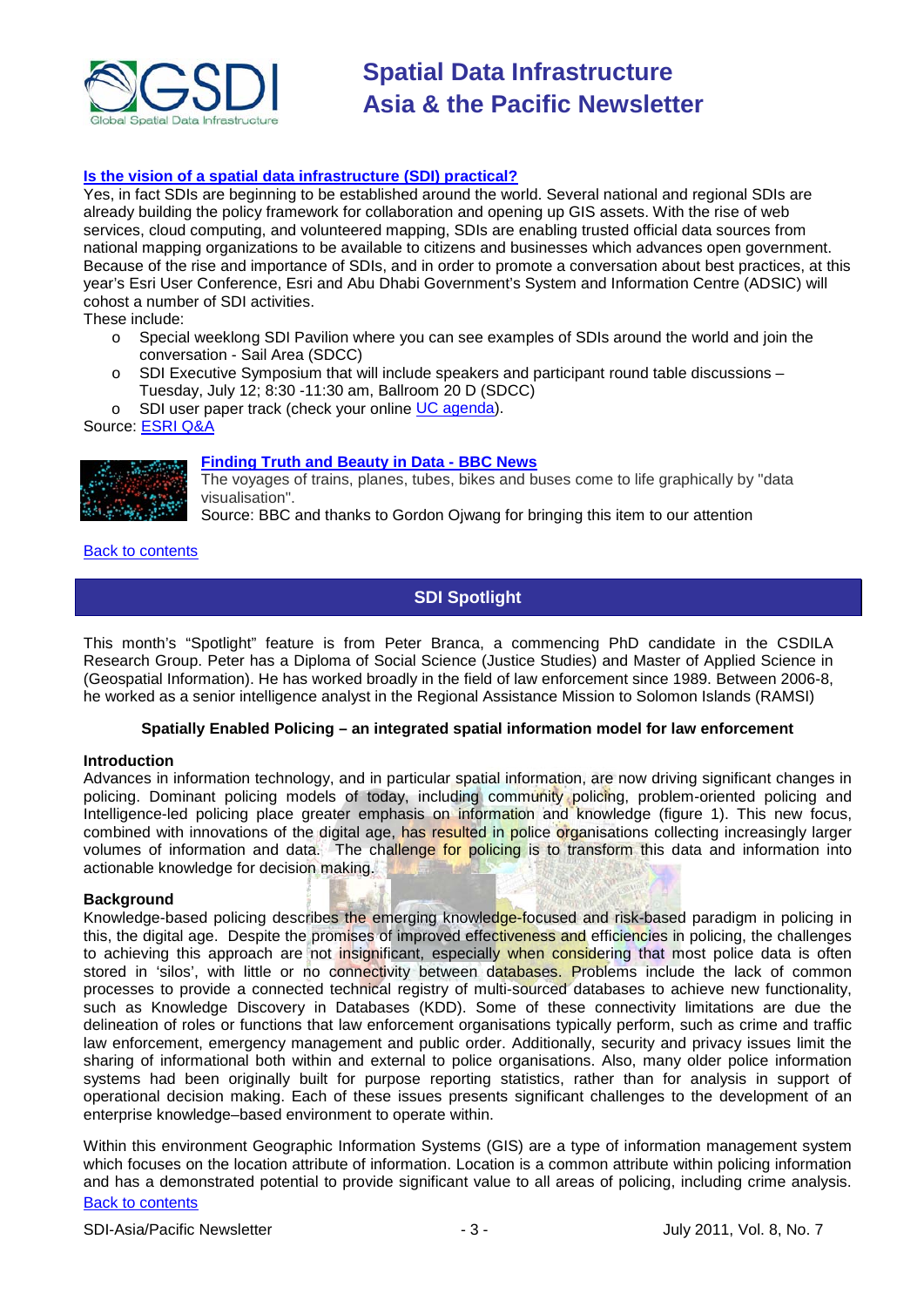**[Is the vision of a spatial data infrastructure (SDI) practical?](#)**

Yes, in fact SDIs are beginning to be established around the world. Several national and regional SDIs are already building the policy framework for collaboration and opening up GIS assets. With the rise of web services, cloud computing, and volunteered mapping, SDIs are enabling trusted official data sources from national mapping organizations to be available to citizens and businesses which advances open government. Because of the rise and importance of SDIs, and in order to promote a conversation about best practices, at this year's Esri User Conference, Esri and Abu Dhabi Government's System and Information Centre (ADSIC) will cohost a number of SDI activities.

These include:

- Special weeklong SDI Pavilion where you can see examples of SDIs around the world and join the conversation - Sail Area (SDCC)
- SDI Executive Symposium that will include speakers and participant round table discussions – Tuesday, July 12; 8:30 -11:30 am, Ballroom 20 D (SDCC)
- SDI user paper track (check your online UC agenda).

Source: ESRI Q&A

**[Finding Truth and Beauty in Data - BBC News](#)**

The voyages of trains, planes, tubes, bikes and buses come to life graphically by "data visualisation".

Source: BBC and thanks to Gordon Ojwang for bringing this item to our attention

Back to contents

## SDI Spotlight

This month's "Spotlight" feature is from Peter Branca, a commencing PhD candidate in the CSDILA Research Group. Peter has a Diploma of Social Science (Justice Studies) and Master of Applied Science in (Geospatial Information). He has worked broadly in the field of law enforcement since 1989. Between 2006-8, he worked as a senior intelligence analyst in the Regional Assistance Mission to Solomon Islands (RAMSI)

### Spatially Enabled Policing – an integrated spatial information model for law enforcement

**Introduction**

Advances in information technology, and in particular spatial information, are now driving significant changes in policing. Dominant policing models of today, including community policing, problem-oriented policing and Intelligence-led policing place greater emphasis on information and knowledge (figure 1). This new focus, combined with innovations of the digital age, has resulted in police organisations collecting increasingly larger volumes of information and data. The challenge for policing is to transform this data and information into actionable knowledge for decision making.

**Background**

Knowledge-based policing describes the emerging knowledge-focused and risk-based paradigm in policing in this, the digital age. Despite the promises of improved effectiveness and efficiencies in policing, the challenges to achieving this approach are not insignificant, especially when considering that most police data is often stored in 'silos', with little or no connectivity between databases. Problems include the lack of common processes to provide a connected technical registry of multi-sourced databases to achieve new functionality, such as Knowledge Discovery in Databases (KDD). Some of these connectivity limitations are due the delineation of roles or functions that law enforcement organisations typically perform, such as crime and traffic law enforcement, emergency management and public order. Additionally, security and privacy issues limit the sharing of informational both within and external to police organisations. Also, many older police information systems had been originally built for purpose reporting statistics, rather than for analysis in support of operational decision making. Each of these issues presents significant challenges to the development of an enterprise knowledge–based environment to operate within.

Within this environment Geographic Information Systems (GIS) are a type of information management system which focuses on the location attribute of information. Location is a common attribute within policing information and has a demonstrated potential to provide significant value to all areas of policing, including crime analysis.

Back to contents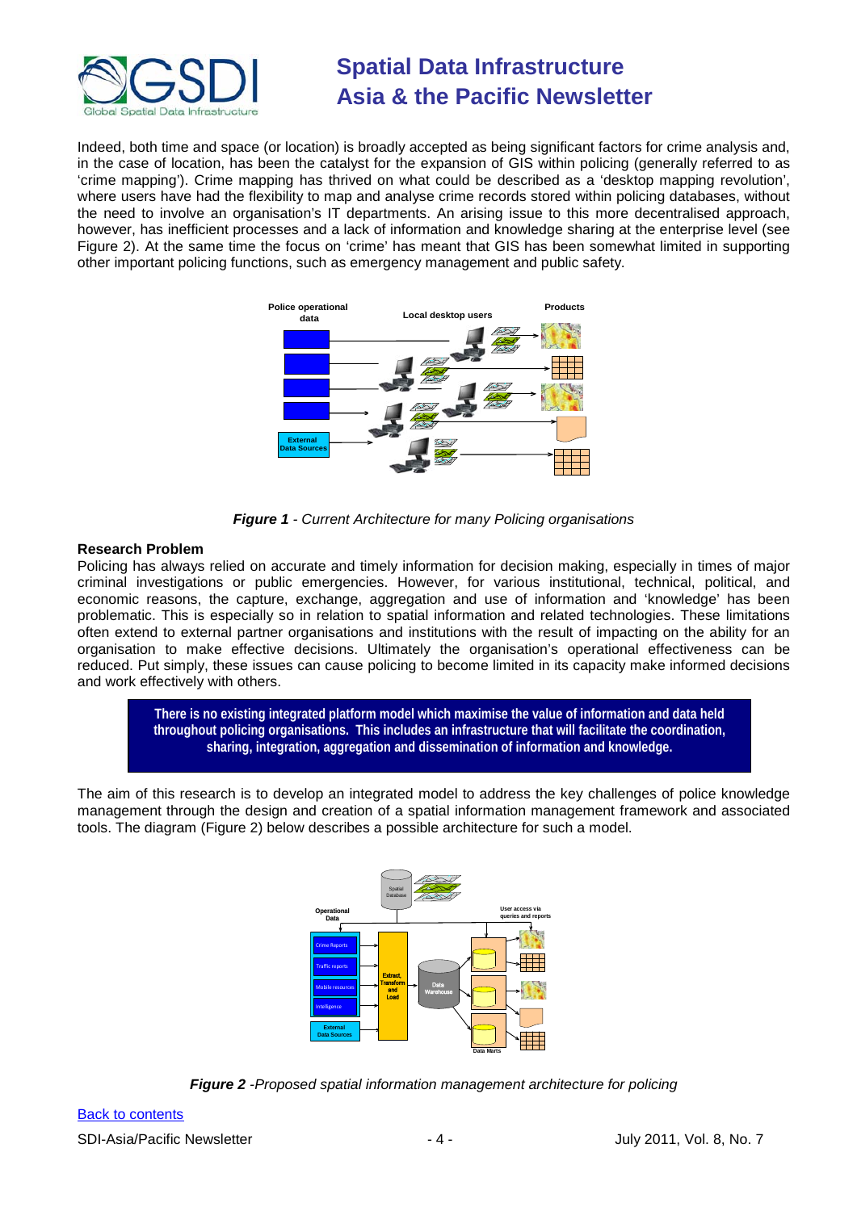Indeed, both time and space (or location) is broadly accepted as being significant factors for crime analysis and, in the case of location, has been the catalyst for the expansion of GIS within policing (generally referred to as 'crime mapping'). Crime mapping has thrived on what could be described as a 'desktop mapping revolution', where users have had the flexibility to map and analyse crime records stored within policing databases, without the need to involve an organisation's IT departments. An arising issue to this more decentralised approach, however, has inefficient processes and a lack of information and knowledge sharing at the enterprise level (see Figure 2). At the same time the focus on 'crime' has meant that GIS has been somewhat limited in supporting other important policing functions, such as emergency management and public safety.

*Figure 1 - Current Architecture for many Policing organisations*

**Research Problem**

Policing has always relied on accurate and timely information for decision making, especially in times of major criminal investigations or public emergencies. However, for various institutional, technical, political, and economic reasons, the capture, exchange, aggregation and use of information and 'knowledge' has been problematic. This is especially so in relation to spatial information and related technologies. These limitations often extend to external partner organisations and institutions with the result of impacting on the ability for an organisation to make effective decisions. Ultimately the organisation's operational effectiveness can be reduced. Put simply, these issues can cause policing to become limited in its capacity make informed decisions and work effectively with others.

**There is no existing integrated platform model which maximise the value of information and data held throughout policing organisations. This includes an infrastructure that will facilitate the coordination, sharing, integration, aggregation and dissemination of information and knowledge.**

The aim of this research is to develop an integrated model to address the key challenges of police knowledge management through the design and creation of a spatial information management framework and associated tools. The diagram (Figure 2) below describes a possible architecture for such a model.

*Figure 2 -Proposed spatial information management architecture for policing*

Back to contents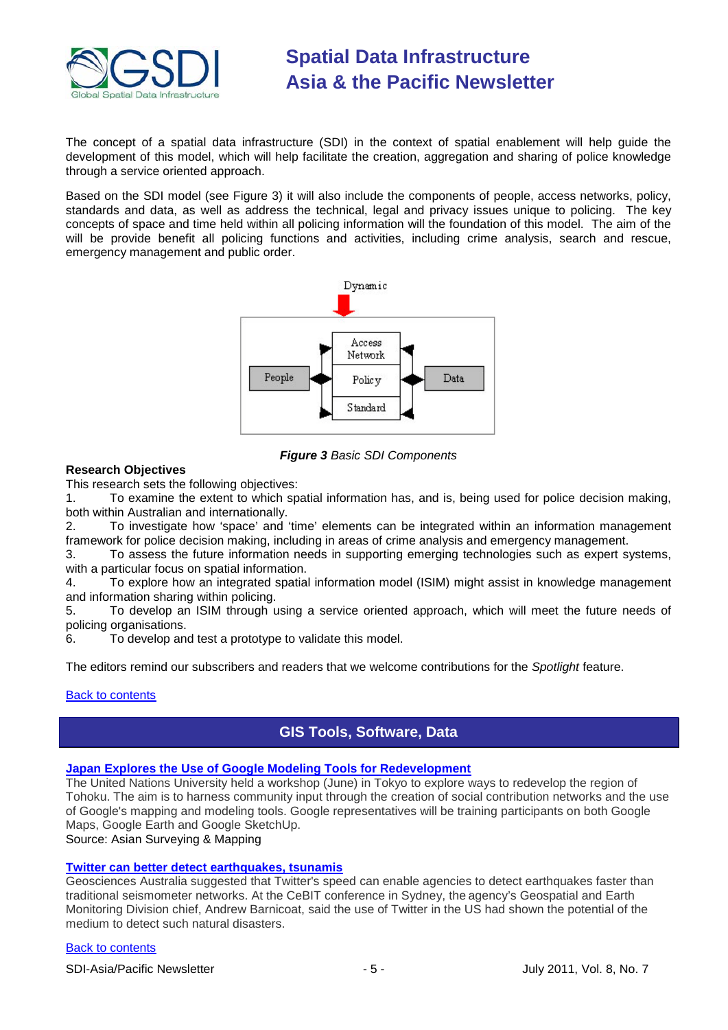The concept of a spatial data infrastructure (SDI) in the context of spatial enablement will help guide the development of this model, which will help facilitate the creation, aggregation and sharing of police knowledge through a service oriented approach.

Based on the SDI model (see Figure 3) it will also include the components of people, access networks, policy, standards and data, as well as address the technical, legal and privacy issues unique to policing. The key concepts of space and time held within all policing information will the foundation of this model. The aim of the will be provide benefit all policing functions and activities, including crime analysis, search and rescue, emergency management and public order.

Dynamic

People | Access Network | Policy | Standard | Data

***Figure 3*** *Basic SDI Components*

**Research Objectives**

This research sets the following objectives:

1. To examine the extent to which spatial information has, and is, being used for police decision making, both within Australian and internationally.
2. To investigate how ‘space’ and ‘time’ elements can be integrated within an information management framework for police decision making, including in areas of crime analysis and emergency management.
3. To assess the future information needs in supporting emerging technologies such as expert systems, with a particular focus on spatial information.
4. To explore how an integrated spatial information model (ISIM) might assist in knowledge management and information sharing within policing.
5. To develop an ISIM through using a service oriented approach, which will meet the future needs of policing organisations.
6. To develop and test a prototype to validate this model.

The editors remind our subscribers and readers that we welcome contributions for the *Spotlight* feature.

Back to contents

## GIS Tools, Software, Data

### Japan Explores the Use of Google Modeling Tools for Redevelopment

The United Nations University held a workshop (June) in Tokyo to explore ways to redevelop the region of Tohoku. The aim is to harness community input through the creation of social contribution networks and the use of Google's mapping and modeling tools. Google representatives will be training participants on both Google Maps, Google Earth and Google SketchUp.

Source: Asian Surveying & Mapping

### Twitter can better detect earthquakes, tsunamis

Geosciences Australia suggested that Twitter's speed can enable agencies to detect earthquakes faster than traditional seismometer networks. At the CeBIT conference in Sydney, the agency’s Geospatial and Earth Monitoring Division chief, Andrew Barnicoat, said the use of Twitter in the US had shown the potential of the medium to detect such natural disasters.

Back to contents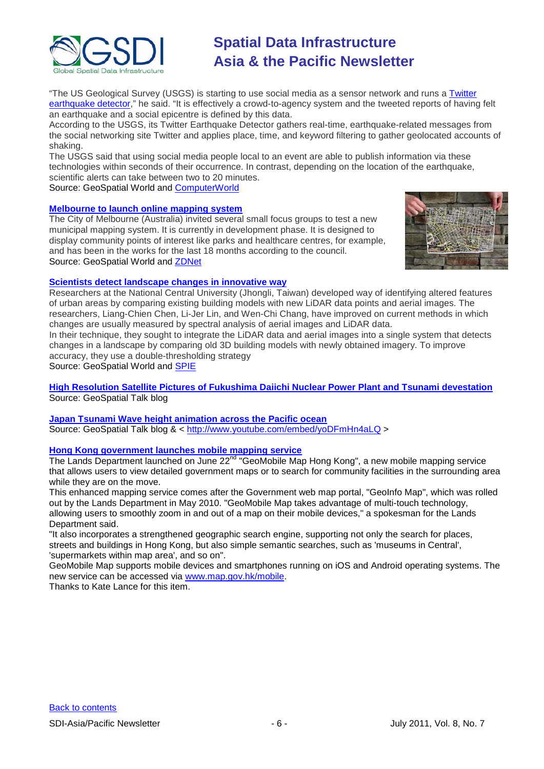"The US Geological Survey (USGS) is starting to use social media as a sensor network and runs a Twitter earthquake detector," he said. "It is effectively a crowd-to-agency system and the tweeted reports of having felt an earthquake and a social epicentre is defined by this data.
According to the USGS, its Twitter Earthquake Detector gathers real-time, earthquake-related messages from the social networking site Twitter and applies place, time, and keyword filtering to gather geolocated accounts of shaking.
The USGS said that using social media people local to an event are able to publish information via these technologies within seconds of their occurrence. In contrast, depending on the location of the earthquake, scientific alerts can take between two to 20 minutes.
Source: GeoSpatial World and ComputerWorld

### Melbourne to launch online mapping system

The City of Melbourne (Australia) invited several small focus groups to test a new municipal mapping system. It is currently in development phase. It is designed to display community points of interest like parks and healthcare centres, for example, and has been in the works for the last 18 months according to the council.
Source: GeoSpatial World and ZDNet

### Scientists detect landscape changes in innovative way

Researchers at the National Central University (Jhongli, Taiwan) developed way of identifying altered features of urban areas by comparing existing building models with new LiDAR data points and aerial images. The researchers, Liang-Chien Chen, Li-Jer Lin, and Wen-Chi Chang, have improved on current methods in which changes are usually measured by spectral analysis of aerial images and LiDAR data.
In their technique, they sought to integrate the LiDAR data and aerial images into a single system that detects changes in a landscape by comparing old 3D building models with newly obtained imagery. To improve accuracy, they use a double-thresholding strategy
Source: GeoSpatial World and SPIE

### High Resolution Satellite Pictures of Fukushima Daiichi Nuclear Power Plant and Tsunami devestation

Source: GeoSpatial Talk blog

### Japan Tsunami Wave height animation across the Pacific ocean

Source: GeoSpatial Talk blog & < http://www.youtube.com/embed/yoDFmHn4aLQ >

### Hong Kong government launches mobile mapping service

The Lands Department launched on June 22nd "GeoMobile Map Hong Kong", a new mobile mapping service that allows users to view detailed government maps or to search for community facilities in the surrounding area while they are on the move.
This enhanced mapping service comes after the Government web map portal, "GeoInfo Map", which was rolled out by the Lands Department in May 2010. "GeoMobile Map takes advantage of multi-touch technology, allowing users to smoothly zoom in and out of a map on their mobile devices," a spokesman for the Lands Department said.
"It also incorporates a strengthened geographic search engine, supporting not only the search for places, streets and buildings in Hong Kong, but also simple semantic searches, such as 'museums in Central', 'supermarkets within map area', and so on".
GeoMobile Map supports mobile devices and smartphones running on iOS and Android operating systems. The new service can be accessed via www.map.gov.hk/mobile.
Thanks to Kate Lance for this item.

Back to contents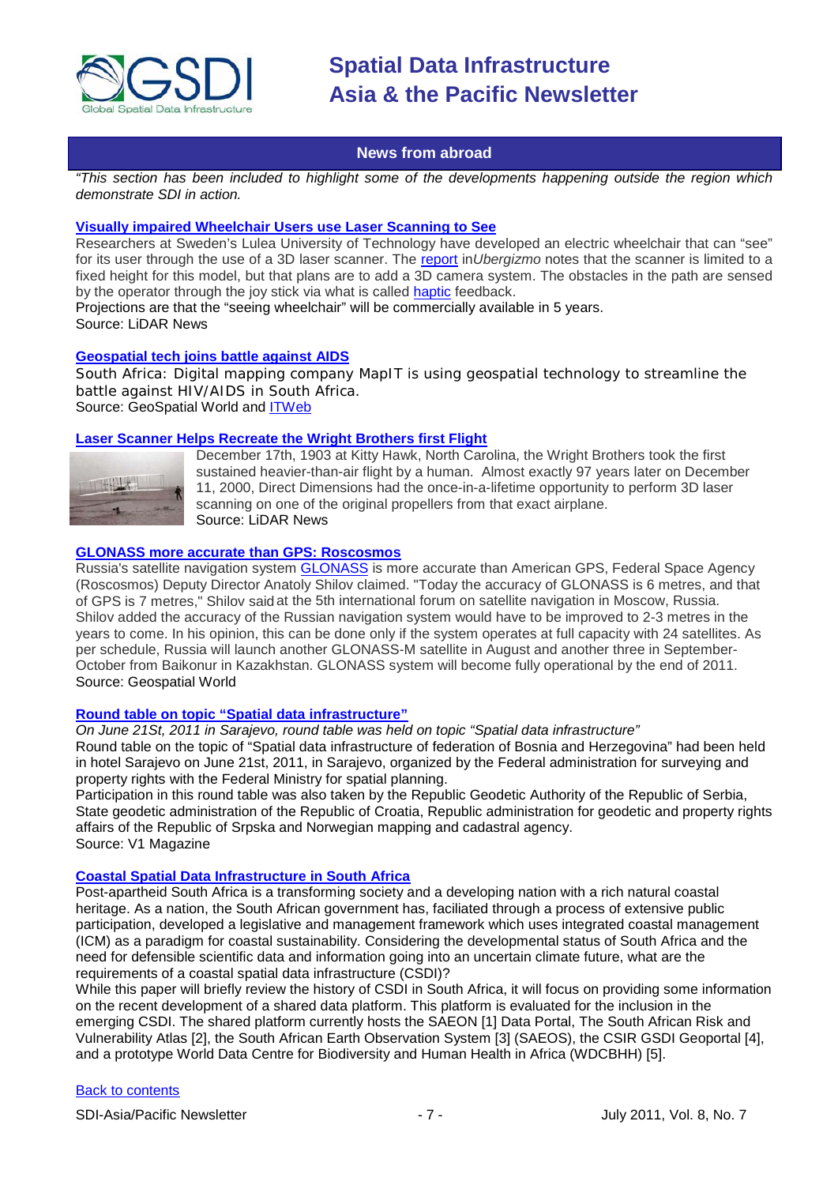## News from abroad

*"This section has been included to highlight some of the developments happening outside the region which demonstrate SDI in action.*

### Visually impaired Wheelchair Users use Laser Scanning to See

Researchers at Sweden's Lulea University of Technology have developed an electric wheelchair that can "see" for its user through the use of a 3D laser scanner. The report in*Ubergizmo* notes that the scanner is limited to a fixed height for this model, but that plans are to add a 3D camera system. The obstacles in the path are sensed by the operator through the joy stick via what is called haptic feedback.

Projections are that the "seeing wheelchair" will be commercially available in 5 years.

Source: LiDAR News

### Geospatial tech joins battle against AIDS

South Africa: Digital mapping company MapIT is using geospatial technology to streamline the battle against HIV/AIDS in South Africa.

Source: GeoSpatial World and ITWeb

### Laser Scanner Helps Recreate the Wright Brothers first Flight

December 17th, 1903 at Kitty Hawk, North Carolina, the Wright Brothers took the first sustained heavier-than-air flight by a human. Almost exactly 97 years later on December 11, 2000, Direct Dimensions had the once-in-a-lifetime opportunity to perform 3D laser scanning on one of the original propellers from that exact airplane.

Source: LiDAR News

### GLONASS more accurate than GPS: Roscosmos

Russia's satellite navigation system GLONASS is more accurate than American GPS, Federal Space Agency (Roscosmos) Deputy Director Anatoly Shilov claimed. "Today the accuracy of GLONASS is 6 metres, and that of GPS is 7 metres," Shilov said at the 5th international forum on satellite navigation in Moscow, Russia. Shilov added the accuracy of the Russian navigation system would have to be improved to 2-3 metres in the years to come. In his opinion, this can be done only if the system operates at full capacity with 24 satellites. As per schedule, Russia will launch another GLONASS-M satellite in August and another three in September-October from Baikonur in Kazakhstan. GLONASS system will become fully operational by the end of 2011.

Source: Geospatial World

### Round table on topic "Spatial data infrastructure"

*On June 21St, 2011 in Sarajevo, round table was held on topic "Spatial data infrastructure"*

Round table on the topic of "Spatial data infrastructure of federation of Bosnia and Herzegovina" had been held in hotel Sarajevo on June 21st, 2011, in Sarajevo, organized by the Federal administration for surveying and property rights with the Federal Ministry for spatial planning.

Participation in this round table was also taken by the Republic Geodetic Authority of the Republic of Serbia, State geodetic administration of the Republic of Croatia, Republic administration for geodetic and property rights affairs of the Republic of Srpska and Norwegian mapping and cadastral agency.

Source: V1 Magazine

### Coastal Spatial Data Infrastructure in South Africa

Post-apartheid South Africa is a transforming society and a developing nation with a rich natural coastal heritage. As a nation, the South African government has, faciliated through a process of extensive public participation, developed a legislative and management framework which uses integrated coastal management (ICM) as a paradigm for coastal sustainability. Considering the developmental status of South Africa and the need for defensible scientific data and information going into an uncertain climate future, what are the requirements of a coastal spatial data infrastructure (CSDI)?

While this paper will briefly review the history of CSDI in South Africa, it will focus on providing some information on the recent development of a shared data platform. This platform is evaluated for the inclusion in the emerging CSDI. The shared platform currently hosts the SAEON [1] Data Portal, The South African Risk and Vulnerability Atlas [2], the South African Earth Observation System [3] (SAEOS), the CSIR GSDI Geoportal [4], and a prototype World Data Centre for Biodiversity and Human Health in Africa (WDCBHH) [5].

Back to contents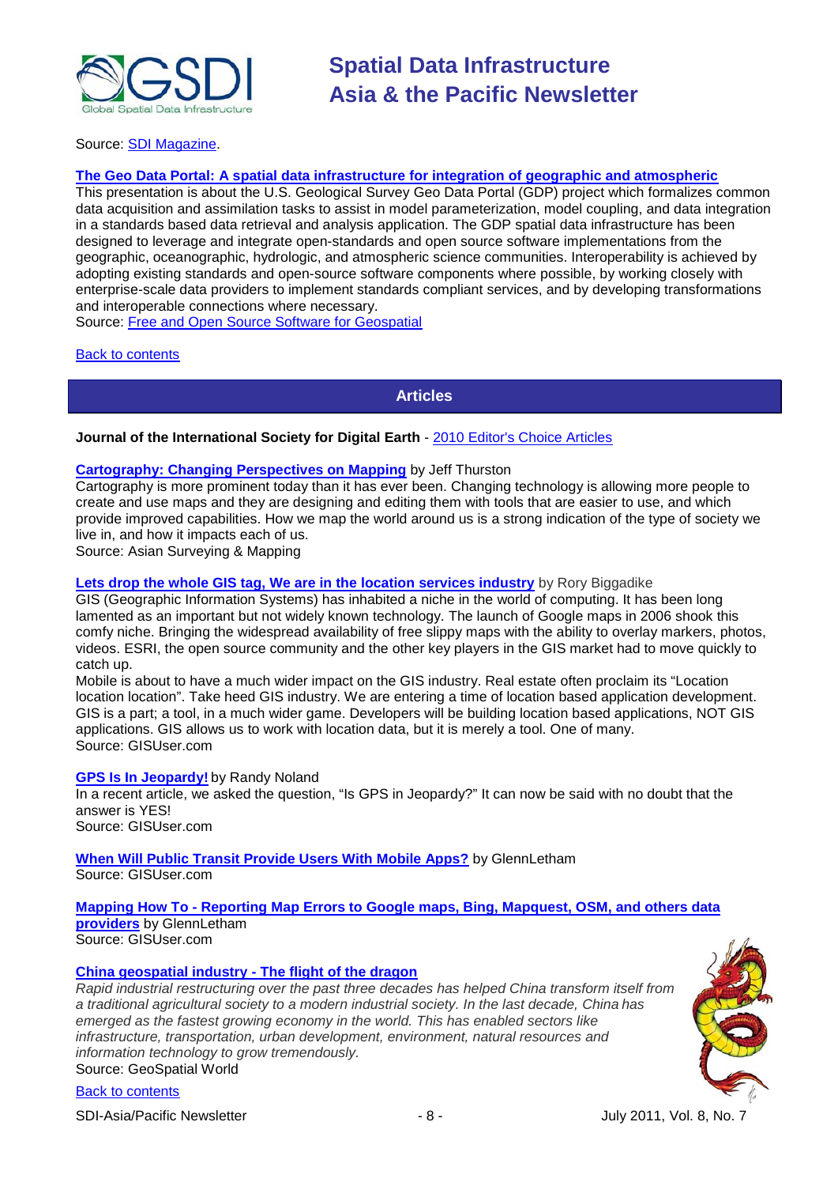Source: SDI Magazine.

**The Geo Data Portal: A spatial data infrastructure for integration of geographic and atmospheric**

This presentation is about the U.S. Geological Survey Geo Data Portal (GDP) project which formalizes common data acquisition and assimilation tasks to assist in model parameterization, model coupling, and data integration in a standards based data retrieval and analysis application. The GDP spatial data infrastructure has been designed to leverage and integrate open-standards and open source software implementations from the geographic, oceanographic, hydrologic, and atmospheric science communities. Interoperability is achieved by adopting existing standards and open-source software components where possible, by working closely with enterprise-scale data providers to implement standards compliant services, and by developing transformations and interoperable connections where necessary.
Source: Free and Open Source Software for Geospatial

Back to contents

## Articles

**Journal of the International Society for Digital Earth** - 2010 Editor's Choice Articles

**Cartography: Changing Perspectives on Mapping** by Jeff Thurston
Cartography is more prominent today than it has ever been. Changing technology is allowing more people to create and use maps and they are designing and editing them with tools that are easier to use, and which provide improved capabilities. How we map the world around us is a strong indication of the type of society we live in, and how it impacts each of us.
Source: Asian Surveying & Mapping

**Lets drop the whole GIS tag, We are in the location services industry** by Rory Biggadike
GIS (Geographic Information Systems) has inhabited a niche in the world of computing. It has been long lamented as an important but not widely known technology. The launch of Google maps in 2006 shook this comfy niche. Bringing the widespread availability of free slippy maps with the ability to overlay markers, photos, videos. ESRI, the open source community and the other key players in the GIS market had to move quickly to catch up.
Mobile is about to have a much wider impact on the GIS industry. Real estate often proclaim its "Location location location". Take heed GIS industry. We are entering a time of location based application development. GIS is a part; a tool, in a much wider game. Developers will be building location based applications, NOT GIS applications. GIS allows us to work with location data, but it is merely a tool. One of many.
Source: GISUser.com

**GPS Is In Jeopardy!** by Randy Noland
In a recent article, we asked the question, "Is GPS in Jeopardy?" It can now be said with no doubt that the answer is YES!
Source: GISUser.com

**When Will Public Transit Provide Users With Mobile Apps?** by GlennLetham
Source: GISUser.com

**Mapping How To - Reporting Map Errors to Google maps, Bing, Mapquest, OSM, and others data providers** by GlennLetham
Source: GISUser.com

**China geospatial industry - The flight of the dragon**
*Rapid industrial restructuring over the past three decades has helped China transform itself from a traditional agricultural society to a modern industrial society. In the last decade, China has emerged as the fastest growing economy in the world. This has enabled sectors like infrastructure, transportation, urban development, environment, natural resources and information technology to grow tremendously.*
Source: GeoSpatial World

Back to contents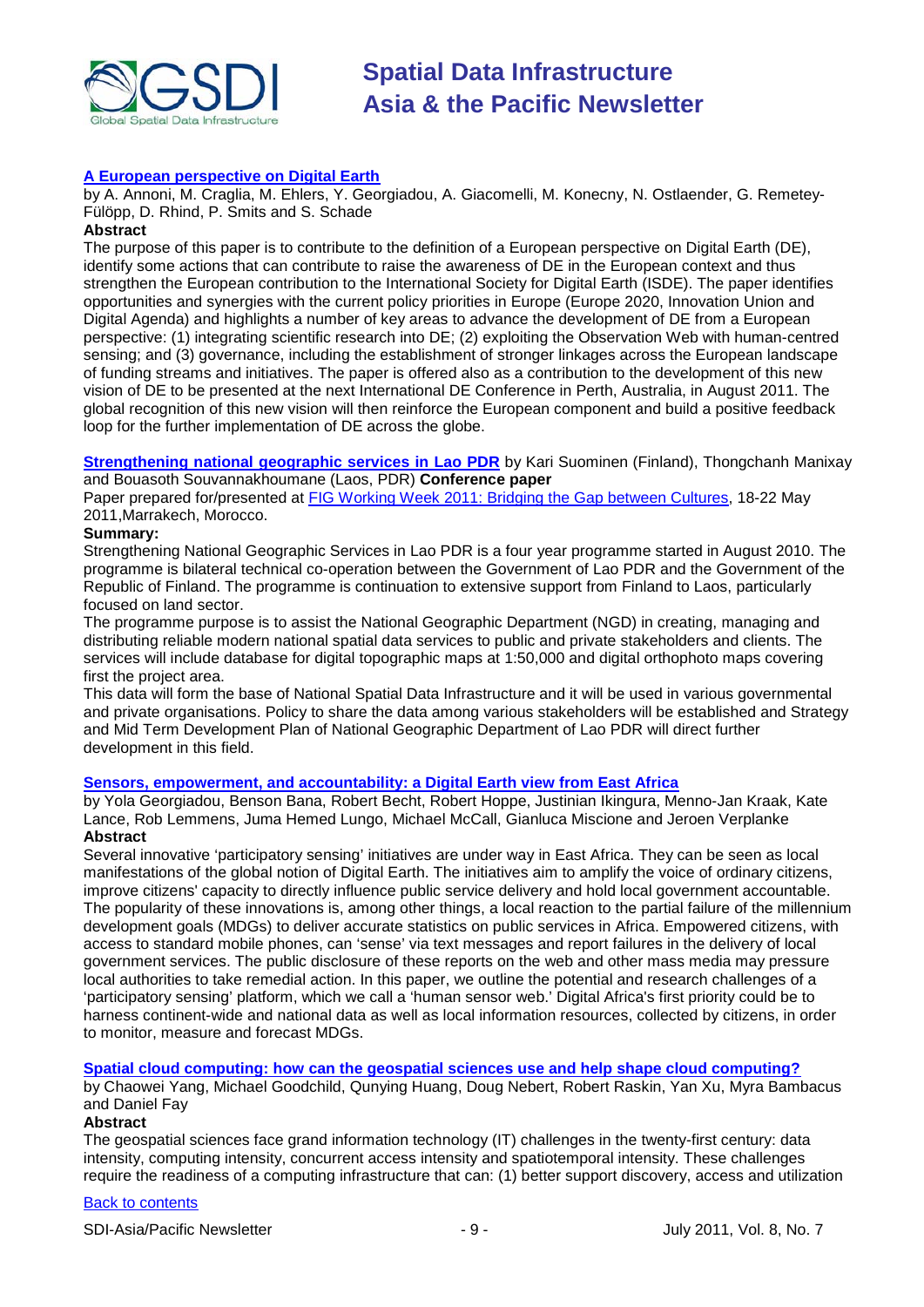**[A European perspective on Digital Earth](#)**

by A. Annoni, M. Craglia, M. Ehlers, Y. Georgiadou, A. Giacomelli, M. Konecny, N. Ostlaender, G. Remetey-Fülöpp, D. Rhind, P. Smits and S. Schade

**Abstract**

The purpose of this paper is to contribute to the definition of a European perspective on Digital Earth (DE), identify some actions that can contribute to raise the awareness of DE in the European context and thus strengthen the European contribution to the International Society for Digital Earth (ISDE). The paper identifies opportunities and synergies with the current policy priorities in Europe (Europe 2020, Innovation Union and Digital Agenda) and highlights a number of key areas to advance the development of DE from a European perspective: (1) integrating scientific research into DE; (2) exploiting the Observation Web with human-centred sensing; and (3) governance, including the establishment of stronger linkages across the European landscape of funding streams and initiatives. The paper is offered also as a contribution to the development of this new vision of DE to be presented at the next International DE Conference in Perth, Australia, in August 2011. The global recognition of this new vision will then reinforce the European component and build a positive feedback loop for the further implementation of DE across the globe.

**[Strengthening national geographic services in Lao PDR](#)** by Kari Suominen (Finland), Thongchanh Manixay and Bouasoth Souvannakhoumane (Laos, PDR) **Conference paper**

Paper prepared for/presented at [FIG Working Week 2011: Bridging the Gap between Cultures](#), 18-22 May 2011,Marrakech, Morocco.

**Summary:**

Strengthening National Geographic Services in Lao PDR is a four year programme started in August 2010. The programme is bilateral technical co-operation between the Government of Lao PDR and the Government of the Republic of Finland. The programme is continuation to extensive support from Finland to Laos, particularly focused on land sector.

The programme purpose is to assist the National Geographic Department (NGD) in creating, managing and distributing reliable modern national spatial data services to public and private stakeholders and clients. The services will include database for digital topographic maps at 1:50,000 and digital orthophoto maps covering first the project area.

This data will form the base of National Spatial Data Infrastructure and it will be used in various governmental and private organisations. Policy to share the data among various stakeholders will be established and Strategy and Mid Term Development Plan of National Geographic Department of Lao PDR will direct further development in this field.

**[Sensors, empowerment, and accountability: a Digital Earth view from East Africa](#)**

by Yola Georgiadou, Benson Bana, Robert Becht, Robert Hoppe, Justinian Ikingura, Menno-Jan Kraak, Kate Lance, Rob Lemmens, Juma Hemed Lungo, Michael McCall, Gianluca Miscione and Jeroen Verplanke

**Abstract**

Several innovative 'participatory sensing' initiatives are under way in East Africa. They can be seen as local manifestations of the global notion of Digital Earth. The initiatives aim to amplify the voice of ordinary citizens, improve citizens' capacity to directly influence public service delivery and hold local government accountable. The popularity of these innovations is, among other things, a local reaction to the partial failure of the millennium development goals (MDGs) to deliver accurate statistics on public services in Africa. Empowered citizens, with access to standard mobile phones, can 'sense' via text messages and report failures in the delivery of local government services. The public disclosure of these reports on the web and other mass media may pressure local authorities to take remedial action. In this paper, we outline the potential and research challenges of a 'participatory sensing' platform, which we call a 'human sensor web.' Digital Africa's first priority could be to harness continent-wide and national data as well as local information resources, collected by citizens, in order to monitor, measure and forecast MDGs.

**[Spatial cloud computing: how can the geospatial sciences use and help shape cloud computing?](#)**

by Chaowei Yang, Michael Goodchild, Qunying Huang, Doug Nebert, Robert Raskin, Yan Xu, Myra Bambacus and Daniel Fay

**Abstract**

The geospatial sciences face grand information technology (IT) challenges in the twenty-first century: data intensity, computing intensity, concurrent access intensity and spatiotemporal intensity. These challenges require the readiness of a computing infrastructure that can: (1) better support discovery, access and utilization

[Back to contents](#)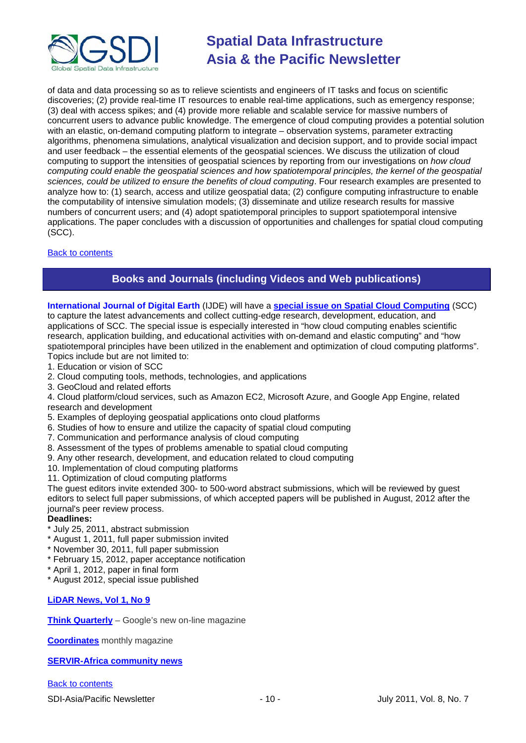of data and data processing so as to relieve scientists and engineers of IT tasks and focus on scientific discoveries; (2) provide real-time IT resources to enable real-time applications, such as emergency response; (3) deal with access spikes; and (4) provide more reliable and scalable service for massive numbers of concurrent users to advance public knowledge. The emergence of cloud computing provides a potential solution with an elastic, on-demand computing platform to integrate – observation systems, parameter extracting algorithms, phenomena simulations, analytical visualization and decision support, and to provide social impact and user feedback – the essential elements of the geospatial sciences. We discuss the utilization of cloud computing to support the intensities of geospatial sciences by reporting from our investigations on *how cloud computing could enable the geospatial sciences and how spatiotemporal principles, the kernel of the geospatial sciences, could be utilized to ensure the benefits of cloud computing*. Four research examples are presented to analyze how to: (1) search, access and utilize geospatial data; (2) configure computing infrastructure to enable the computability of intensive simulation models; (3) disseminate and utilize research results for massive numbers of concurrent users; and (4) adopt spatiotemporal principles to support spatiotemporal intensive applications. The paper concludes with a discussion of opportunities and challenges for spatial cloud computing (SCC).

Back to contents

## Books and Journals (including Videos and Web publications)

**International Journal of Digital Earth** (IJDE) will have a **special issue on Spatial Cloud Computing** (SCC) to capture the latest advancements and collect cutting-edge research, development, education, and applications of SCC. The special issue is especially interested in "how cloud computing enables scientific research, application building, and educational activities with on-demand and elastic computing" and "how spatiotemporal principles have been utilized in the enablement and optimization of cloud computing platforms". Topics include but are not limited to:

1. Education or vision of SCC
2. Cloud computing tools, methods, technologies, and applications
3. GeoCloud and related efforts
4. Cloud platform/cloud services, such as Amazon EC2, Microsoft Azure, and Google App Engine, related research and development
5. Examples of deploying geospatial applications onto cloud platforms
6. Studies of how to ensure and utilize the capacity of spatial cloud computing
7. Communication and performance analysis of cloud computing
8. Assessment of the types of problems amenable to spatial cloud computing
9. Any other research, development, and education related to cloud computing
10. Implementation of cloud computing platforms
11. Optimization of cloud computing platforms

The guest editors invite extended 300- to 500-word abstract submissions, which will be reviewed by guest editors to select full paper submissions, of which accepted papers will be published in August, 2012 after the journal's peer review process.

**Deadlines:**

* July 25, 2011, abstract submission
* August 1, 2011, full paper submission invited
* November 30, 2011, full paper submission
* February 15, 2012, paper acceptance notification
* April 1, 2012, paper in final form
* August 2012, special issue published

**LiDAR News, Vol 1, No 9**

**Think Quarterly** – Google's new on-line magazine

**Coordinates** monthly magazine

**SERVIR-Africa community news**

Back to contents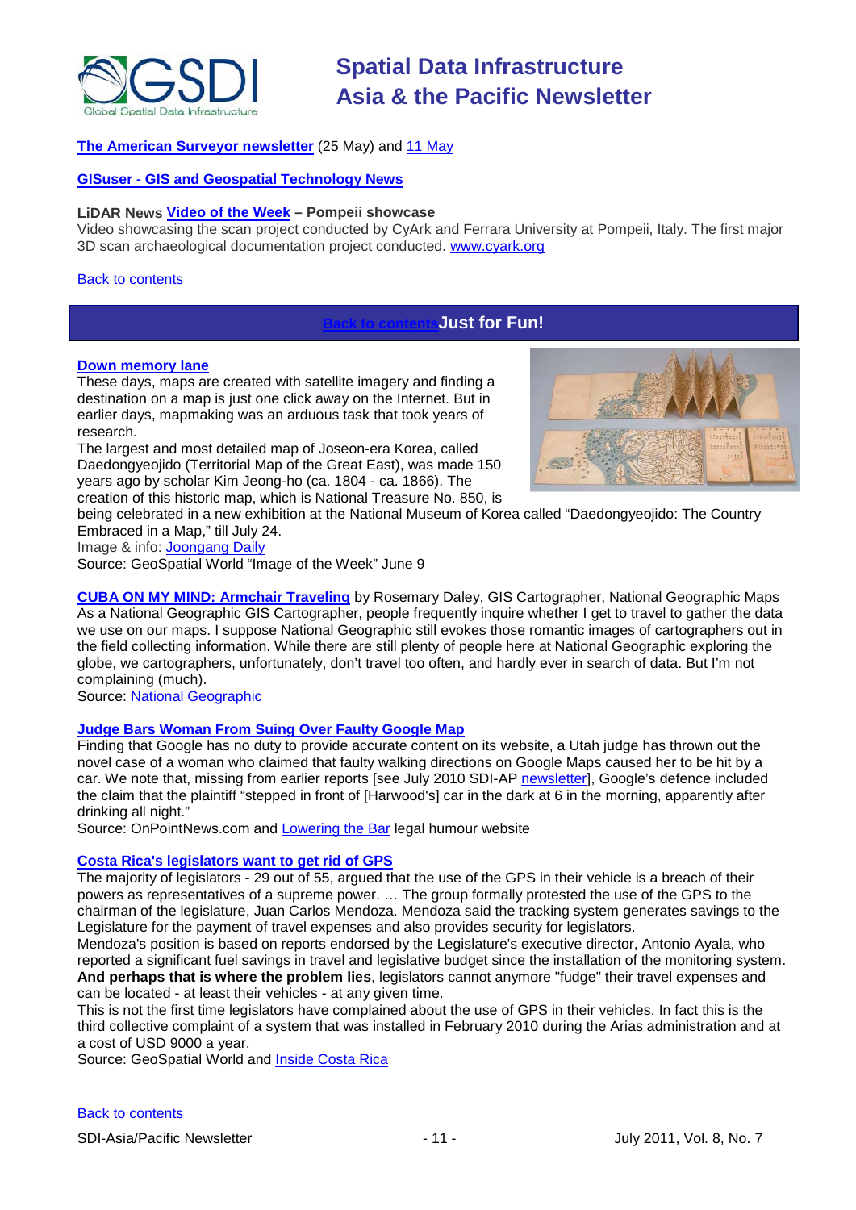**The American Surveyor newsletter** (25 May) and 11 May

**GISuser - GIS and Geospatial Technology News**

**LiDAR News Video of the Week – Pompeii showcase**
Video showcasing the scan project conducted by CyArk and Ferrara University at Pompeii, Italy. The first major 3D scan archaeological documentation project conducted. www.cyark.org

Back to contents

## Just for Fun!

**Down memory lane**
These days, maps are created with satellite imagery and finding a destination on a map is just one click away on the Internet. But in earlier days, mapmaking was an arduous task that took years of research.
The largest and most detailed map of Joseon-era Korea, called Daedongyeojido (Territorial Map of the Great East), was made 150 years ago by scholar Kim Jeong-ho (ca. 1804 - ca. 1866). The creation of this historic map, which is National Treasure No. 850, is being celebrated in a new exhibition at the National Museum of Korea called "Daedongyeojido: The Country Embraced in a Map," till July 24.
Image & info: Joongang Daily
Source: GeoSpatial World "Image of the Week" June 9

**CUBA ON MY MIND: Armchair Traveling** by Rosemary Daley, GIS Cartographer, National Geographic Maps
As a National Geographic GIS Cartographer, people frequently inquire whether I get to travel to gather the data we use on our maps. I suppose National Geographic still evokes those romantic images of cartographers out in the field collecting information. While there are still plenty of people here at National Geographic exploring the globe, we cartographers, unfortunately, don't travel too often, and hardly ever in search of data. But I'm not complaining (much).
Source: National Geographic

**Judge Bars Woman From Suing Over Faulty Google Map**
Finding that Google has no duty to provide accurate content on its website, a Utah judge has thrown out the novel case of a woman who claimed that faulty walking directions on Google Maps caused her to be hit by a car. We note that, missing from earlier reports [see July 2010 SDI-AP newsletter], Google's defence included the claim that the plaintiff "stepped in front of [Harwood's] car in the dark at 6 in the morning, apparently after drinking all night."
Source: OnPointNews.com and Lowering the Bar legal humour website

**Costa Rica's legislators want to get rid of GPS**
The majority of legislators - 29 out of 55, argued that the use of the GPS in their vehicle is a breach of their powers as representatives of a supreme power. … The group formally protested the use of the GPS to the chairman of the legislature, Juan Carlos Mendoza. Mendoza said the tracking system generates savings to the Legislature for the payment of travel expenses and also provides security for legislators.
Mendoza's position is based on reports endorsed by the Legislature's executive director, Antonio Ayala, who reported a significant fuel savings in travel and legislative budget since the installation of the monitoring system. **And perhaps that is where the problem lies**, legislators cannot anymore "fudge" their travel expenses and can be located - at least their vehicles - at any given time.
This is not the first time legislators have complained about the use of GPS in their vehicles. In fact this is the third collective complaint of a system that was installed in February 2010 during the Arias administration and at a cost of USD 9000 a year.
Source: GeoSpatial World and Inside Costa Rica

Back to contents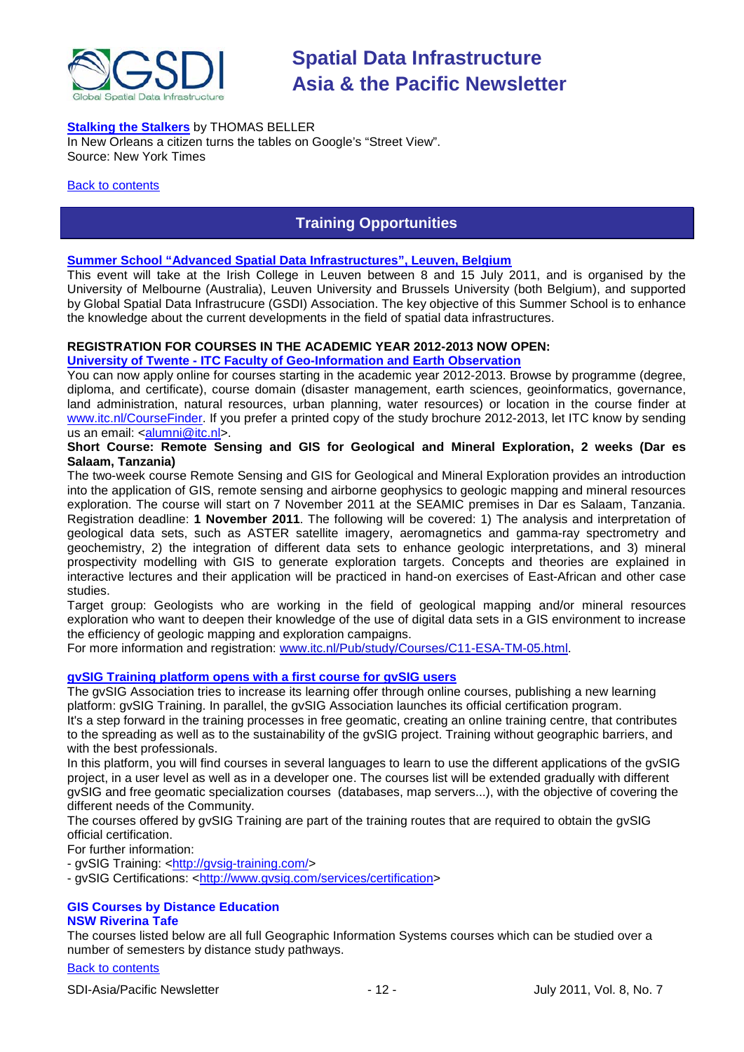**[Stalking the Stalkers](#)** by THOMAS BELLER
In New Orleans a citizen turns the tables on Google's "Street View".
Source: New York Times

[Back to contents](#)

## Training Opportunities

**[Summer School "Advanced Spatial Data Infrastructures", Leuven, Belgium](#)**
This event will take at the Irish College in Leuven between 8 and 15 July 2011, and is organised by the University of Melbourne (Australia), Leuven University and Brussels University (both Belgium), and supported by Global Spatial Data Infrastrucure (GSDI) Association. The key objective of this Summer School is to enhance the knowledge about the current developments in the field of spatial data infrastructures.

**REGISTRATION FOR COURSES IN THE ACADEMIC YEAR 2012-2013 NOW OPEN:**
**[University of Twente - ITC Faculty of Geo-Information and Earth Observation](#)**
You can now apply online for courses starting in the academic year 2012-2013. Browse by programme (degree, diploma, and certificate), course domain (disaster management, earth sciences, geoinformatics, governance, land administration, natural resources, urban planning, water resources) or location in the course finder at [www.itc.nl/CourseFinder](www.itc.nl/CourseFinder). If you prefer a printed copy of the study brochure 2012-2013, let ITC know by sending us an email: <[alumni@itc.nl](mailto:alumni@itc.nl)>.

**Short Course: Remote Sensing and GIS for Geological and Mineral Exploration, 2 weeks (Dar es Salaam, Tanzania)**
The two-week course Remote Sensing and GIS for Geological and Mineral Exploration provides an introduction into the application of GIS, remote sensing and airborne geophysics to geologic mapping and mineral resources exploration. The course will start on 7 November 2011 at the SEAMIC premises in Dar es Salaam, Tanzania. Registration deadline: **1 November 2011**. The following will be covered: 1) The analysis and interpretation of geological data sets, such as ASTER satellite imagery, aeromagnetics and gamma-ray spectrometry and geochemistry, 2) the integration of different data sets to enhance geologic interpretations, and 3) mineral prospectivity modelling with GIS to generate exploration targets. Concepts and theories are explained in interactive lectures and their application will be practiced in hand-on exercises of East-African and other case studies.
Target group: Geologists who are working in the field of geological mapping and/or mineral resources exploration who want to deepen their knowledge of the use of digital data sets in a GIS environment to increase the efficiency of geologic mapping and exploration campaigns.
For more information and registration: [www.itc.nl/Pub/study/Courses/C11-ESA-TM-05.html](www.itc.nl/Pub/study/Courses/C11-ESA-TM-05.html).

**[gvSIG Training platform opens with a first course for gvSIG users](#)**
The gvSIG Association tries to increase its learning offer through online courses, publishing a new learning platform: gvSIG Training. In parallel, the gvSIG Association launches its official certification program.
It's a step forward in the training processes in free geomatic, creating an online training centre, that contributes to the spreading as well as to the sustainability of the gvSIG project. Training without geographic barriers, and with the best professionals.
In this platform, you will find courses in several languages to learn to use the different applications of the gvSIG project, in a user level as well as in a developer one. The courses list will be extended gradually with different gvSIG and free geomatic specialization courses (databases, map servers...), with the objective of covering the different needs of the Community.
The courses offered by gvSIG Training are part of the training routes that are required to obtain the gvSIG official certification.
For further information:
- gvSIG Training: <[http://gvsig-training.com/](http://gvsig-training.com/)>
- gvSIG Certifications: <[http://www.gvsig.com/services/certification](http://www.gvsig.com/services/certification)>

**GIS Courses by Distance Education**
**NSW Riverina Tafe**
The courses listed below are all full Geographic Information Systems courses which can be studied over a number of semesters by distance study pathways.

[Back to contents](#)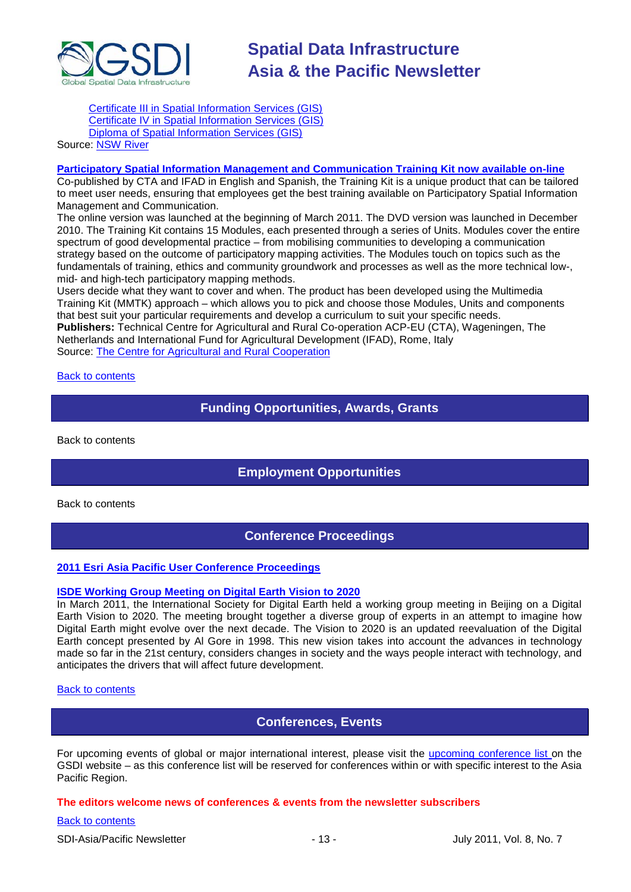[Certificate III in Spatial Information Services (GIS)](#)
[Certificate IV in Spatial Information Services (GIS)](#)
[Diploma of Spatial Information Services (GIS)](#)

Source: [NSW River](#)

**[Participatory Spatial Information Management and Communication Training Kit now available on-line](#)**

Co-published by CTA and IFAD in English and Spanish, the Training Kit is a unique product that can be tailored to meet user needs, ensuring that employees get the best training available on Participatory Spatial Information Management and Communication.

The online version was launched at the beginning of March 2011. The DVD version was launched in December 2010. The Training Kit contains 15 Modules, each presented through a series of Units. Modules cover the entire spectrum of good developmental practice – from mobilising communities to developing a communication strategy based on the outcome of participatory mapping activities. The Modules touch on topics such as the fundamentals of training, ethics and community groundwork and processes as well as the more technical low-, mid- and high-tech participatory mapping methods.

Users decide what they want to cover and when. The product has been developed using the Multimedia Training Kit (MMTK) approach – which allows you to pick and choose those Modules, Units and components that best suit your particular requirements and develop a curriculum to suit your specific needs.

**Publishers:** Technical Centre for Agricultural and Rural Co-operation ACP-EU (CTA), Wageningen, The Netherlands and International Fund for Agricultural Development (IFAD), Rome, Italy

Source: [The Centre for Agricultural and Rural Cooperation](#)

[Back to contents](#)

## Funding Opportunities, Awards, Grants

Back to contents

## Employment Opportunities

Back to contents

## Conference Proceedings

**[2011 Esri Asia Pacific User Conference Proceedings](#)**

**[ISDE Working Group Meeting on Digital Earth Vision to 2020](#)**

In March 2011, the International Society for Digital Earth held a working group meeting in Beijing on a Digital Earth Vision to 2020. The meeting brought together a diverse group of experts in an attempt to imagine how Digital Earth might evolve over the next decade. The Vision to 2020 is an updated reevaluation of the Digital Earth concept presented by Al Gore in 1998. This new vision takes into account the advances in technology made so far in the 21st century, considers changes in society and the ways people interact with technology, and anticipates the drivers that will affect future development.

[Back to contents](#)

## Conferences, Events

For upcoming events of global or major international interest, please visit the [upcoming conference list](#) on the GSDI website – as this conference list will be reserved for conferences within or with specific interest to the Asia Pacific Region.

**The editors welcome news of conferences & events from the newsletter subscribers**

[Back to contents](#)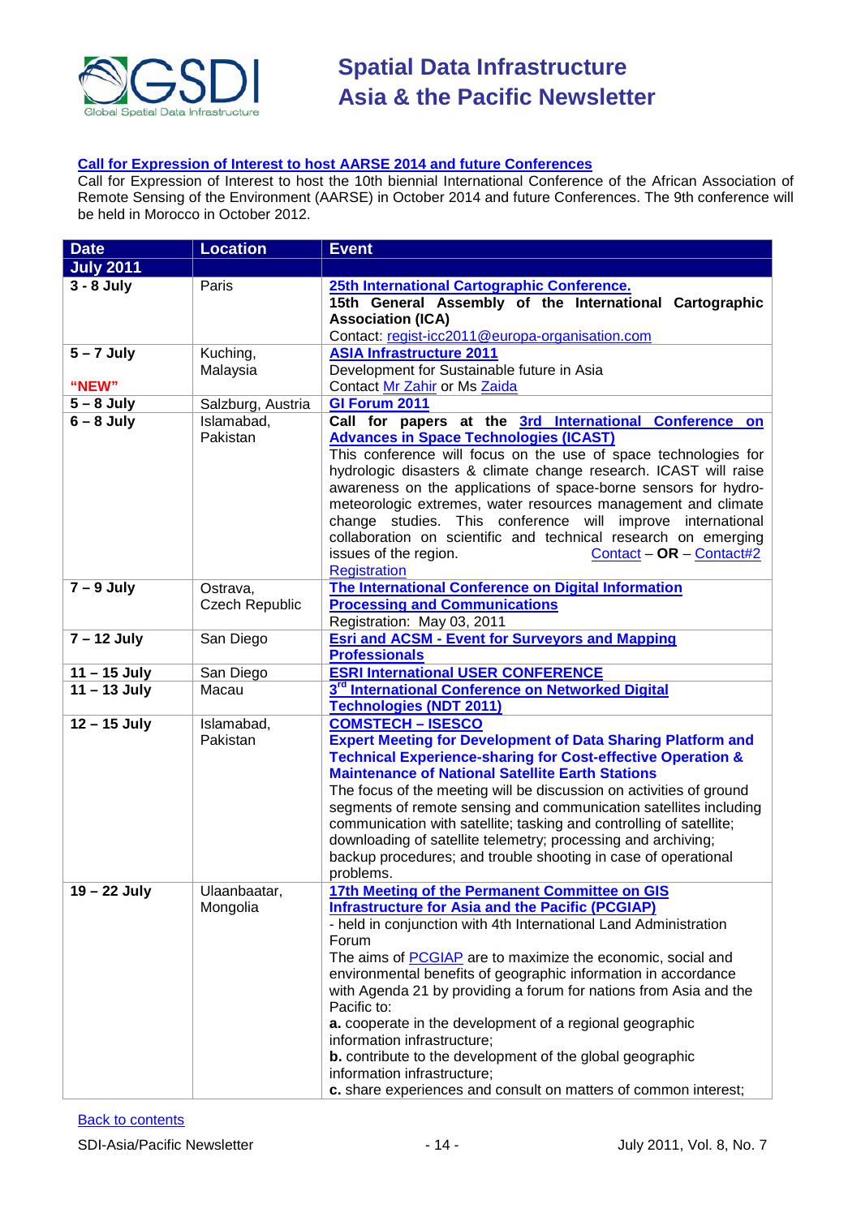**Call for Expression of Interest to host AARSE 2014 and future Conferences**

Call for Expression of Interest to host the 10th biennial International Conference of the African Association of Remote Sensing of the Environment (AARSE) in October 2014 and future Conferences. The 9th conference will be held in Morocco in October 2012.

| Date | Location | Event |
|---|---|---|
| **July 2011** | | |
| **3 - 8 July** | Paris | **25th International Cartographic Conference.** **15th General Assembly of the International Cartographic Association (ICA)** Contact: regist-icc2011@europa-organisation.com |
| **5 – 7 July** **"NEW"** | Kuching, Malaysia | **ASIA Infrastructure 2011** Development for Sustainable future in Asia Contact Mr Zahir or Ms Zaida |
| **5 – 8 July** | Salzburg, Austria | **GI Forum 2011** |
| **6 – 8 July** | Islamabad, Pakistan | **Call for papers at the 3rd International Conference on Advances in Space Technologies (ICAST)** This conference will focus on the use of space technologies for hydrologic disasters & climate change research. ICAST will raise awareness on the applications of space-borne sensors for hydro-meteorologic extremes, water resources management and climate change studies. This conference will improve international collaboration on scientific and technical research on emerging issues of the region. Contact – **OR** – Contact#2 Registration |
| **7 – 9 July** | Ostrava, Czech Republic | **The International Conference on Digital Information Processing and Communications** Registration: May 03, 2011 |
| **7 – 12 July** | San Diego | **Esri and ACSM - Event for Surveyors and Mapping Professionals** |
| **11 – 15 July** | San Diego | **ESRI International USER CONFERENCE** |
| **11 – 13 July** | Macau | **3rd International Conference on Networked Digital Technologies (NDT 2011)** |
| **12 – 15 July** | Islamabad, Pakistan | **COMSTECH – ISESCO** **Expert Meeting for Development of Data Sharing Platform and Technical Experience-sharing for Cost-effective Operation & Maintenance of National Satellite Earth Stations** The focus of the meeting will be discussion on activities of ground segments of remote sensing and communication satellites including communication with satellite; tasking and controlling of satellite; downloading of satellite telemetry; processing and archiving; backup procedures; and trouble shooting in case of operational problems. |
| **19 – 22 July** | Ulaanbaatar, Mongolia | **17th Meeting of the Permanent Committee on GIS Infrastructure for Asia and the Pacific (PCGIAP)** - held in conjunction with 4th International Land Administration Forum The aims of PCGIAP are to maximize the economic, social and environmental benefits of geographic information in accordance with Agenda 21 by providing a forum for nations from Asia and the Pacific to: **a.** cooperate in the development of a regional geographic information infrastructure; **b.** contribute to the development of the global geographic information infrastructure; **c.** share experiences and consult on matters of common interest; |

Back to contents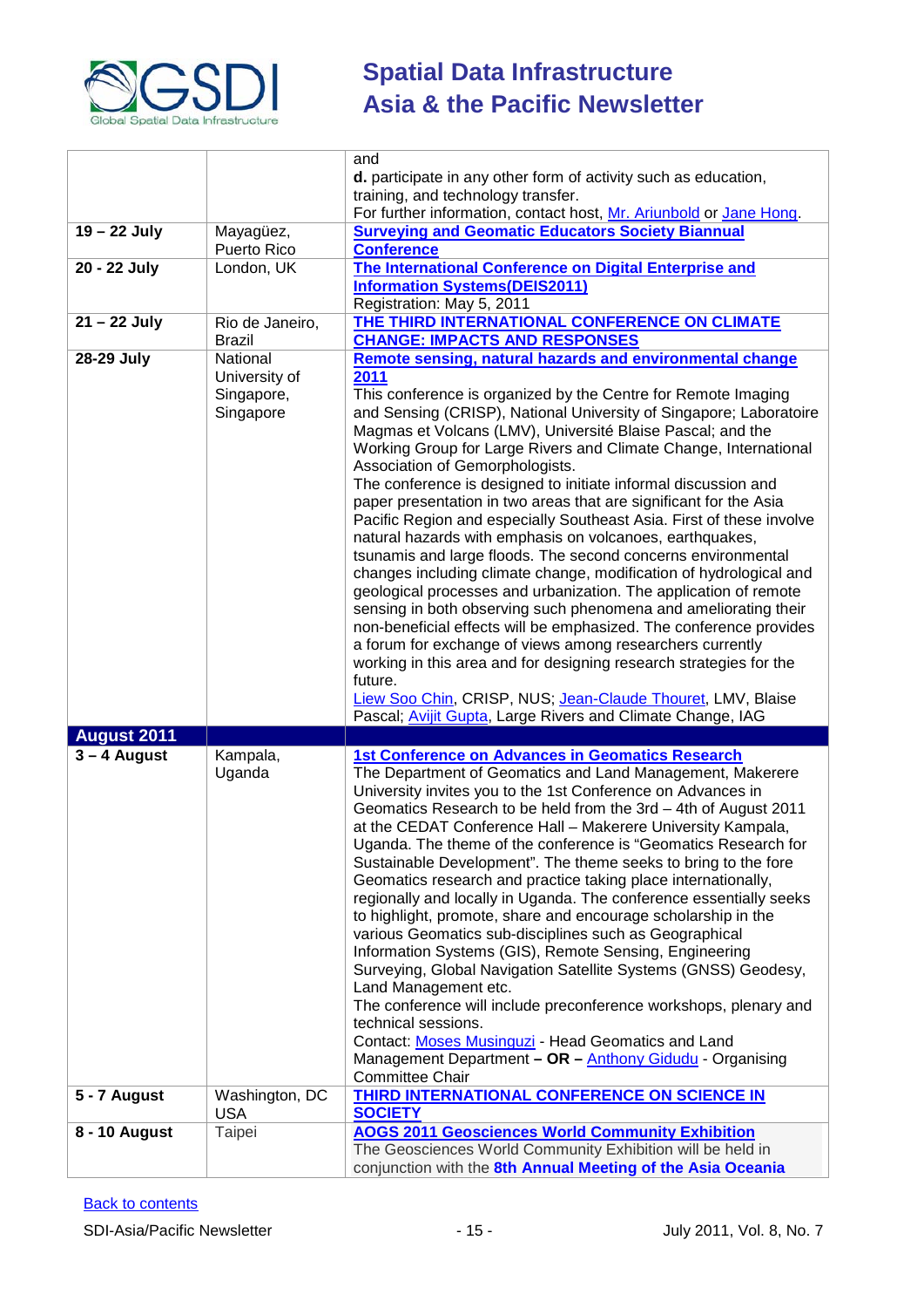| | | |
|---|---|---|
| | | and<br>**d.** participate in any other form of activity such as education, training, and technology transfer.<br>For further information, contact host, Mr. Ariunbold or Jane Hong. |
| **19 – 22 July** | Mayagüez, Puerto Rico | **Surveying and Geomatic Educators Society Biannual Conference** |
| **20 - 22 July** | London, UK | **The International Conference on Digital Enterprise and Information Systems(DEIS2011)**<br>Registration: May 5, 2011 |
| **21 – 22 July** | Rio de Janeiro, Brazil | **THE THIRD INTERNATIONAL CONFERENCE ON CLIMATE CHANGE: IMPACTS AND RESPONSES** |
| **28-29 July** | National University of Singapore, Singapore | **Remote sensing, natural hazards and environmental change 2011**<br>This conference is organized by the Centre for Remote Imaging and Sensing (CRISP), National University of Singapore; Laboratoire Magmas et Volcans (LMV), Université Blaise Pascal; and the Working Group for Large Rivers and Climate Change, International Association of Gemorphologists.<br>The conference is designed to initiate informal discussion and paper presentation in two areas that are significant for the Asia Pacific Region and especially Southeast Asia. First of these involve natural hazards with emphasis on volcanoes, earthquakes, tsunamis and large floods. The second concerns environmental changes including climate change, modification of hydrological and geological processes and urbanization. The application of remote sensing in both observing such phenomena and ameliorating their non-beneficial effects will be emphasized. The conference provides a forum for exchange of views among researchers currently working in this area and for designing research strategies for the future.<br>Liew Soo Chin, CRISP, NUS; Jean-Claude Thouret, LMV, Blaise Pascal; Avijit Gupta, Large Rivers and Climate Change, IAG |
| **August 2011** | | |
| **3 – 4 August** | Kampala, Uganda | **1st Conference on Advances in Geomatics Research**<br>The Department of Geomatics and Land Management, Makerere University invites you to the 1st Conference on Advances in Geomatics Research to be held from the 3rd – 4th of August 2011 at the CEDAT Conference Hall – Makerere University Kampala, Uganda. The theme of the conference is "Geomatics Research for Sustainable Development". The theme seeks to bring to the fore Geomatics research and practice taking place internationally, regionally and locally in Uganda. The conference essentially seeks to highlight, promote, share and encourage scholarship in the various Geomatics sub-disciplines such as Geographical Information Systems (GIS), Remote Sensing, Engineering Surveying, Global Navigation Satellite Systems (GNSS) Geodesy, Land Management etc.<br>The conference will include preconference workshops, plenary and technical sessions.<br>Contact: Moses Musinguzi - Head Geomatics and Land Management Department **– OR –** Anthony Gidudu - Organising Committee Chair |
| **5 - 7 August** | Washington, DC USA | **THIRD INTERNATIONAL CONFERENCE ON SCIENCE IN SOCIETY** |
| **8 - 10 August** | Taipei | **AOGS 2011 Geosciences World Community Exhibition**<br>The Geosciences World Community Exhibition will be held in conjunction with the **8th Annual Meeting of the Asia Oceania** |

Back to contents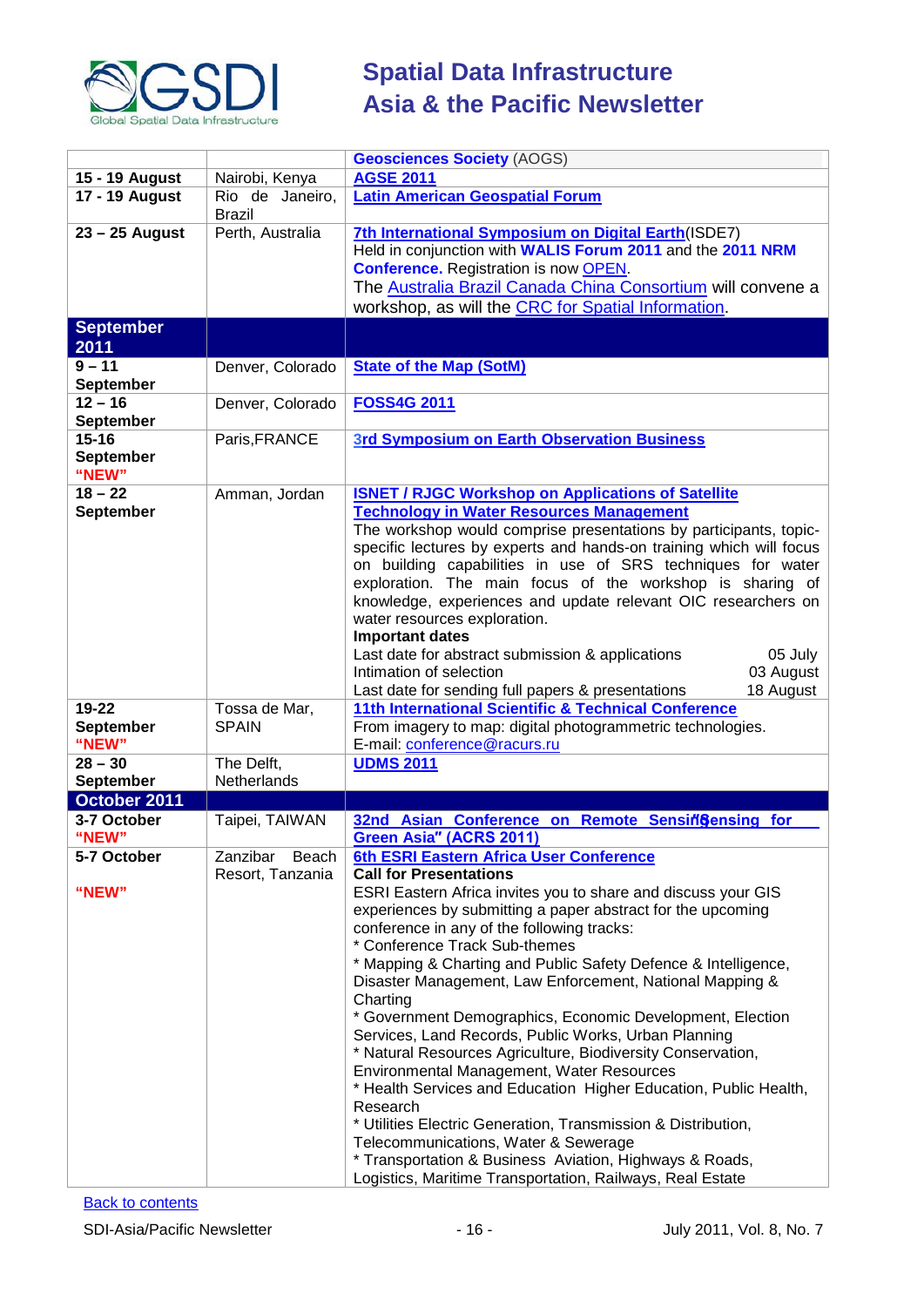| | | Geosciences Society (AOGS) |
|---|---|---|
| **15 - 19 August** | Nairobi, Kenya | **AGSE 2011** |
| **17 - 19 August** | Rio de Janeiro, Brazil | **Latin American Geospatial Forum** |
| **23 – 25 August** | Perth, Australia | **7th International Symposium on Digital Earth**(ISDE7) Held in conjunction with **WALIS Forum 2011** and the **2011 NRM Conference.** Registration is now OPEN. The Australia Brazil Canada China Consortium will convene a workshop, as will the CRC for Spatial Information. |
| **September 2011** | | |
| **9 – 11 September** | Denver, Colorado | **State of the Map (SotM)** |
| **12 – 16 September** | Denver, Colorado | **FOSS4G 2011** |
| **15-16 September "NEW"** | Paris,FRANCE | **3rd Symposium on Earth Observation Business** |
| **18 – 22 September** | Amman, Jordan | **ISNET / RJGC Workshop on Applications of Satellite Technology in Water Resources Management** The workshop would comprise presentations by participants, topic-specific lectures by experts and hands-on training which will focus on building capabilities in use of SRS techniques for water exploration. The main focus of the workshop is sharing of knowledge, experiences and update relevant OIC researchers on water resources exploration. **Important dates** Last date for abstract submission & applications 05 July; Intimation of selection 03 August; Last date for sending full papers & presentations 18 August |
| **19-22 September "NEW"** | Tossa de Mar, SPAIN | **11th International Scientific & Technical Conference** From imagery to map: digital photogrammetric technologies. E-mail: conference@racurs.ru |
| **28 – 30 September** | The Delft, Netherlands | **UDMS 2011** |
| **October 2011** | | |
| **3-7 October "NEW"** | Taipei, TAIWAN | **32nd Asian Conference on Remote Sensing for Green Asia" (ACRS 2011)** |
| **5-7 October "NEW"** | Zanzibar Beach Resort, Tanzania | **6th ESRI Eastern Africa User Conference** **Call for Presentations** ESRI Eastern Africa invites you to share and discuss your GIS experiences by submitting a paper abstract for the upcoming conference in any of the following tracks: * Conference Track Sub-themes * Mapping & Charting and Public Safety Defence & Intelligence, Disaster Management, Law Enforcement, National Mapping & Charting * Government Demographics, Economic Development, Election Services, Land Records, Public Works, Urban Planning * Natural Resources Agriculture, Biodiversity Conservation, Environmental Management, Water Resources * Health Services and Education Higher Education, Public Health, Research * Utilities Electric Generation, Transmission & Distribution, Telecommunications, Water & Sewerage * Transportation & Business Aviation, Highways & Roads, Logistics, Maritime Transportation, Railways, Real Estate |

Back to contents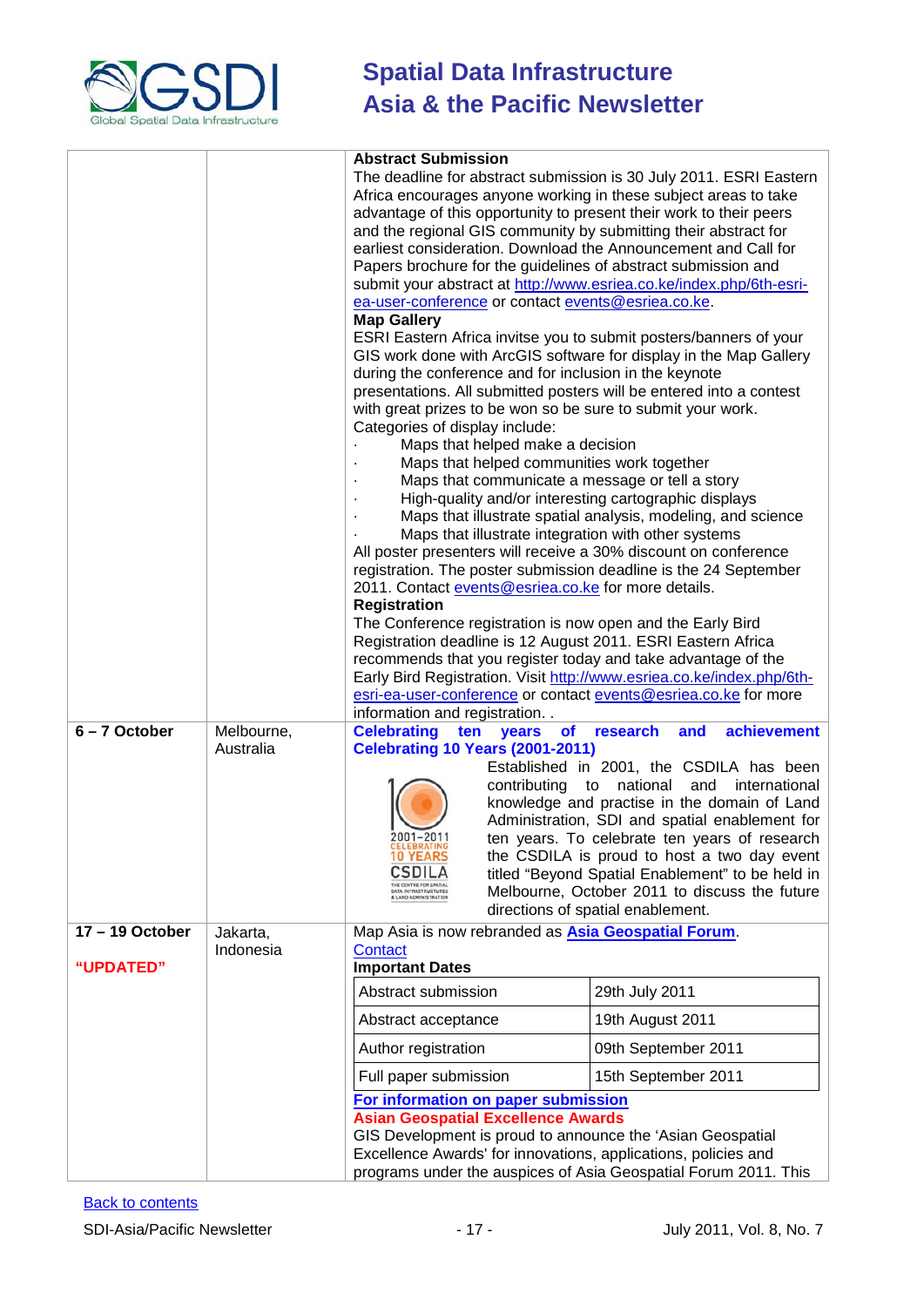| | | |
|---|---|---|
| | | **Abstract Submission**<br>The deadline for abstract submission is 30 July 2011. ESRI Eastern Africa encourages anyone working in these subject areas to take advantage of this opportunity to present their work to their peers and the regional GIS community by submitting their abstract for earliest consideration. Download the Announcement and Call for Papers brochure for the guidelines of abstract submission and submit your abstract at http://www.esriea.co.ke/index.php/6th-esri-ea-user-conference or contact events@esriea.co.ke.<br>**Map Gallery**<br>ESRI Eastern Africa invitse you to submit posters/banners of your GIS work done with ArcGIS software for display in the Map Gallery during the conference and for inclusion in the keynote presentations. All submitted posters will be entered into a contest with great prizes to be won so be sure to submit your work.<br>Categories of display include:<br>· Maps that helped make a decision<br>· Maps that helped communities work together<br>· Maps that communicate a message or tell a story<br>· High-quality and/or interesting cartographic displays<br>· Maps that illustrate spatial analysis, modeling, and science<br>· Maps that illustrate integration with other systems<br>All poster presenters will receive a 30% discount on conference registration. The poster submission deadline is the 24 September 2011. Contact events@esriea.co.ke for more details.<br>**Registration**<br>The Conference registration is now open and the Early Bird Registration deadline is 12 August 2011. ESRI Eastern Africa recommends that you register today and take advantage of the Early Bird Registration. Visit http://www.esriea.co.ke/index.php/6th-esri-ea-user-conference or contact events@esriea.co.ke for more information and registration. . |
| **6 – 7 October** | Melbourne, Australia | **Celebrating ten years of research and achievement**<br>**Celebrating 10 Years (2001-2011)**<br>Established in 2001, the CSDILA has been contributing to national and international knowledge and practise in the domain of Land Administration, SDI and spatial enablement for ten years. To celebrate ten years of research the CSDILA is proud to host a two day event titled "Beyond Spatial Enablement" to be held in Melbourne, October 2011 to discuss the future directions of spatial enablement. |
| **17 – 19 October**<br><br>**"UPDATED"** | Jakarta, Indonesia | Map Asia is now rebranded as **Asia Geospatial Forum**.<br>Contact<br>**Important Dates**<br>Abstract submission: 29th July 2011<br>Abstract acceptance: 19th August 2011<br>Author registration: 09th September 2011<br>Full paper submission: 15th September 2011<br>**For information on paper submission**<br>**Asian Geospatial Excellence Awards**<br>GIS Development is proud to announce the 'Asian Geospatial Excellence Awards' for innovations, applications, policies and programs under the auspices of Asia Geospatial Forum 2011. This |

Back to contents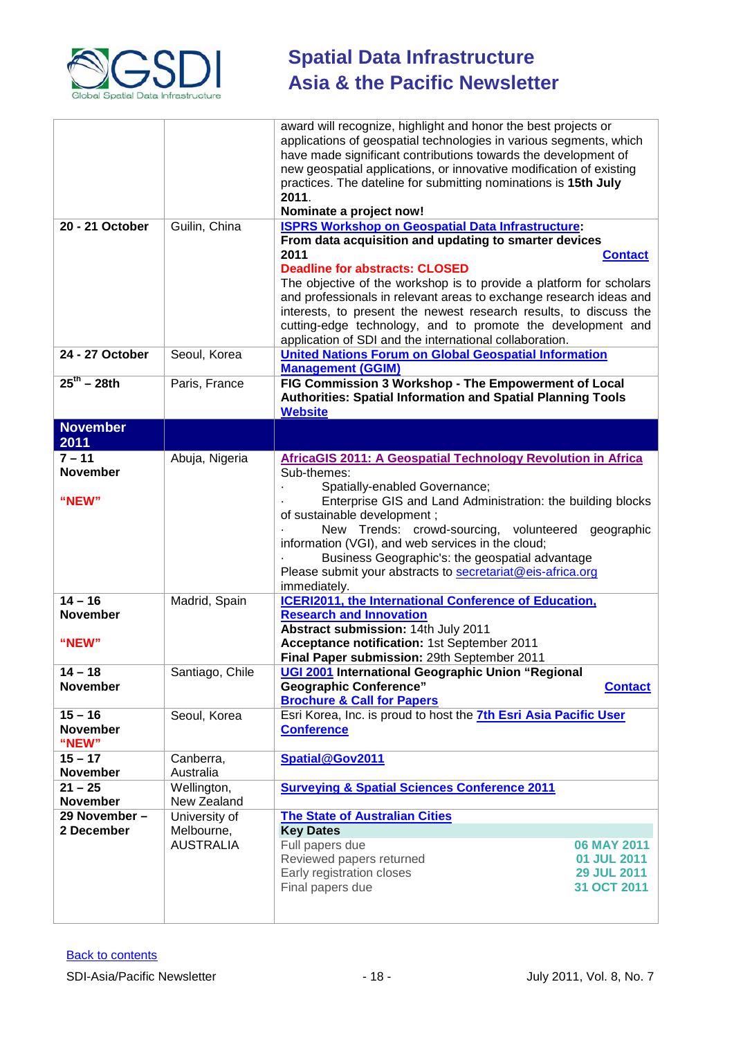| | | |
|---|---|---|
| | | award will recognize, highlight and honor the best projects or applications of geospatial technologies in various segments, which have made significant contributions towards the development of new geospatial applications, or innovative modification of existing practices. The dateline for submitting nominations is **15th July 2011**.<br>**Nominate a project now!** |
| **20 - 21 October** | Guilin, China | **ISPRS Workshop on Geospatial Data Infrastructure: From data acquisition and updating to smarter devices 2011** **Contact**<br>**Deadline for abstracts: CLOSED**<br>The objective of the workshop is to provide a platform for scholars and professionals in relevant areas to exchange research ideas and interests, to present the newest research results, to discuss the cutting-edge technology, and to promote the development and application of SDI and the international collaboration. |
| **24 - 27 October** | Seoul, Korea | **United Nations Forum on Global Geospatial Information Management (GGIM)** |
| **25th – 28th** | Paris, France | **FIG Commission 3 Workshop - The Empowerment of Local Authorities: Spatial Information and Spatial Planning Tools**<br>**Website** |
| **November 2011** | | |
| **7 – 11 November**<br><br>**"NEW"** | Abuja, Nigeria | **AfricaGIS 2011: A Geospatial Technology Revolution in Africa**<br>Sub-themes:<br>· Spatially-enabled Governance;<br>· Enterprise GIS and Land Administration: the building blocks of sustainable development ;<br>· New Trends: crowd-sourcing, volunteered geographic information (VGI), and web services in the cloud;<br>· Business Geographic's: the geospatial advantage<br>Please submit your abstracts to secretariat@eis-africa.org immediately. |
| **14 – 16 November**<br><br>**"NEW"** | Madrid, Spain | **ICERI2011, the International Conference of Education, Research and Innovation**<br>**Abstract submission:** 14th July 2011<br>**Acceptance notification:** 1st September 2011<br>**Final Paper submission:** 29th September 2011 |
| **14 – 18 November** | Santiago, Chile | **UGI 2001 International Geographic Union "Regional Geographic Conference"** **Contact**<br>**Brochure & Call for Papers** |
| **15 – 16 November**<br>**"NEW"** | Seoul, Korea | Esri Korea, Inc. is proud to host the **7th Esri Asia Pacific User Conference** |
| **15 – 17 November** | Canberra, Australia | **Spatial@Gov2011** |
| **21 – 25 November** | Wellington, New Zealand | **Surveying & Spatial Sciences Conference 2011** |
| **29 November – 2 December** | University of Melbourne, AUSTRALIA | **The State of Australian Cities**<br>**Key Dates**<br>Full papers due **06 MAY 2011**<br>Reviewed papers returned **01 JUL 2011**<br>Early registration closes **29 JUL 2011**<br>Final papers due **31 OCT 2011** |

Back to contents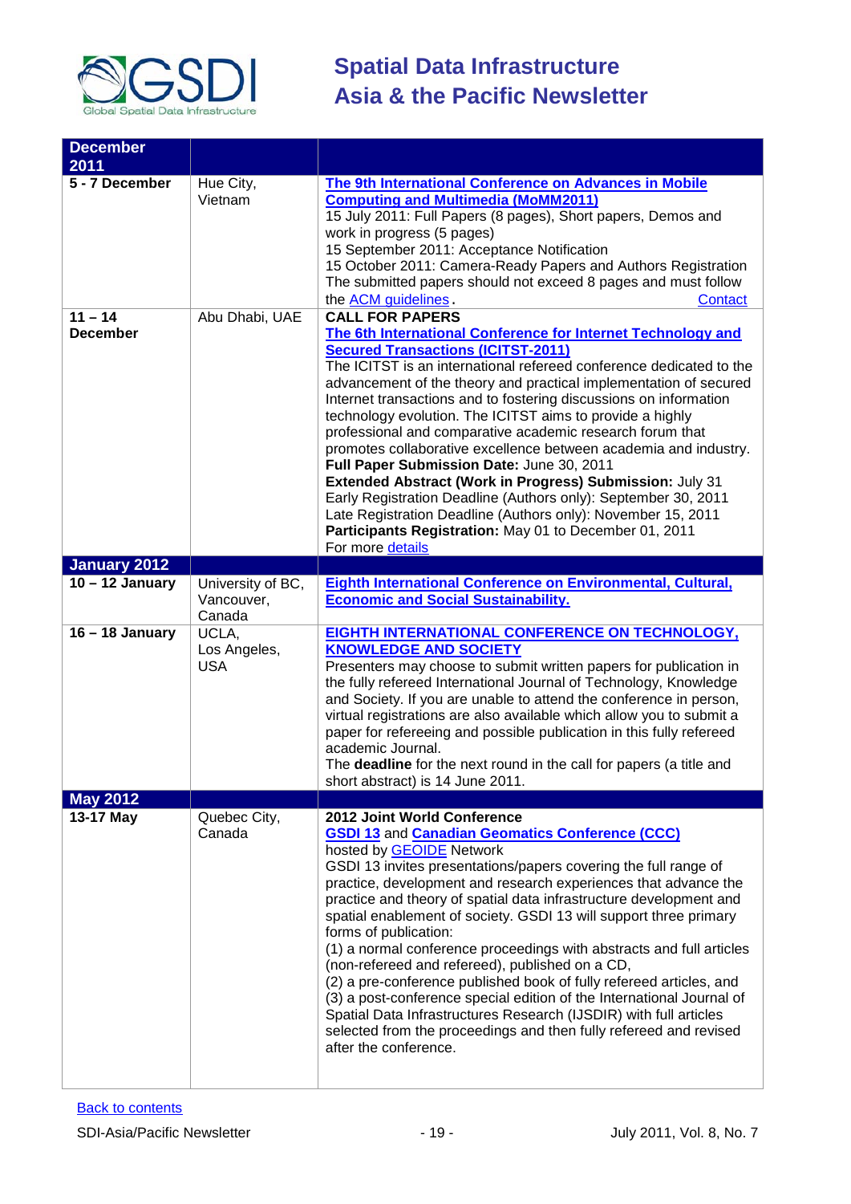| December 2011 | | |
|---|---|---|
| **5 - 7 December** | Hue City, Vietnam | **The 9th International Conference on Advances in Mobile Computing and Multimedia (MoMM2011)**<br>15 July 2011: Full Papers (8 pages), Short papers, Demos and work in progress (5 pages)<br>15 September 2011: Acceptance Notification<br>15 October 2011: Camera-Ready Papers and Authors Registration<br>The submitted papers should not exceed 8 pages and must follow the ACM guidelines. Contact |
| **11 – 14 December** | Abu Dhabi, UAE | **CALL FOR PAPERS**<br>**The 6th International Conference for Internet Technology and Secured Transactions (ICITST-2011)**<br>The ICITST is an international refereed conference dedicated to the advancement of the theory and practical implementation of secured Internet transactions and to fostering discussions on information technology evolution. The ICITST aims to provide a highly professional and comparative academic research forum that promotes collaborative excellence between academia and industry.<br>**Full Paper Submission Date:** June 30, 2011<br>**Extended Abstract (Work in Progress) Submission:** July 31<br>Early Registration Deadline (Authors only): September 30, 2011<br>Late Registration Deadline (Authors only): November 15, 2011<br>**Participants Registration:** May 01 to December 01, 2011<br>For more details |
| **January 2012** | | |
| **10 – 12 January** | University of BC, Vancouver, Canada | **Eighth International Conference on Environmental, Cultural, Economic and Social Sustainability.** |
| **16 – 18 January** | UCLA, Los Angeles, USA | **EIGHTH INTERNATIONAL CONFERENCE ON TECHNOLOGY, KNOWLEDGE AND SOCIETY**<br>Presenters may choose to submit written papers for publication in the fully refereed International Journal of Technology, Knowledge and Society. If you are unable to attend the conference in person, virtual registrations are also available which allow you to submit a paper for refereeing and possible publication in this fully refereed academic Journal.<br>The **deadline** for the next round in the call for papers (a title and short abstract) is 14 June 2011. |
| **May 2012** | | |
| **13-17 May** | Quebec City, Canada | **2012 Joint World Conference**<br>**GSDI 13** and **Canadian Geomatics Conference (CCC)**<br>hosted by GEOIDE Network<br>GSDI 13 invites presentations/papers covering the full range of practice, development and research experiences that advance the practice and theory of spatial data infrastructure development and spatial enablement of society. GSDI 13 will support three primary forms of publication:<br>(1) a normal conference proceedings with abstracts and full articles (non-refereed and refereed), published on a CD,<br>(2) a pre-conference published book of fully refereed articles, and<br>(3) a post-conference special edition of the International Journal of Spatial Data Infrastructures Research (IJSDIR) with full articles selected from the proceedings and then fully refereed and revised after the conference. |

Back to contents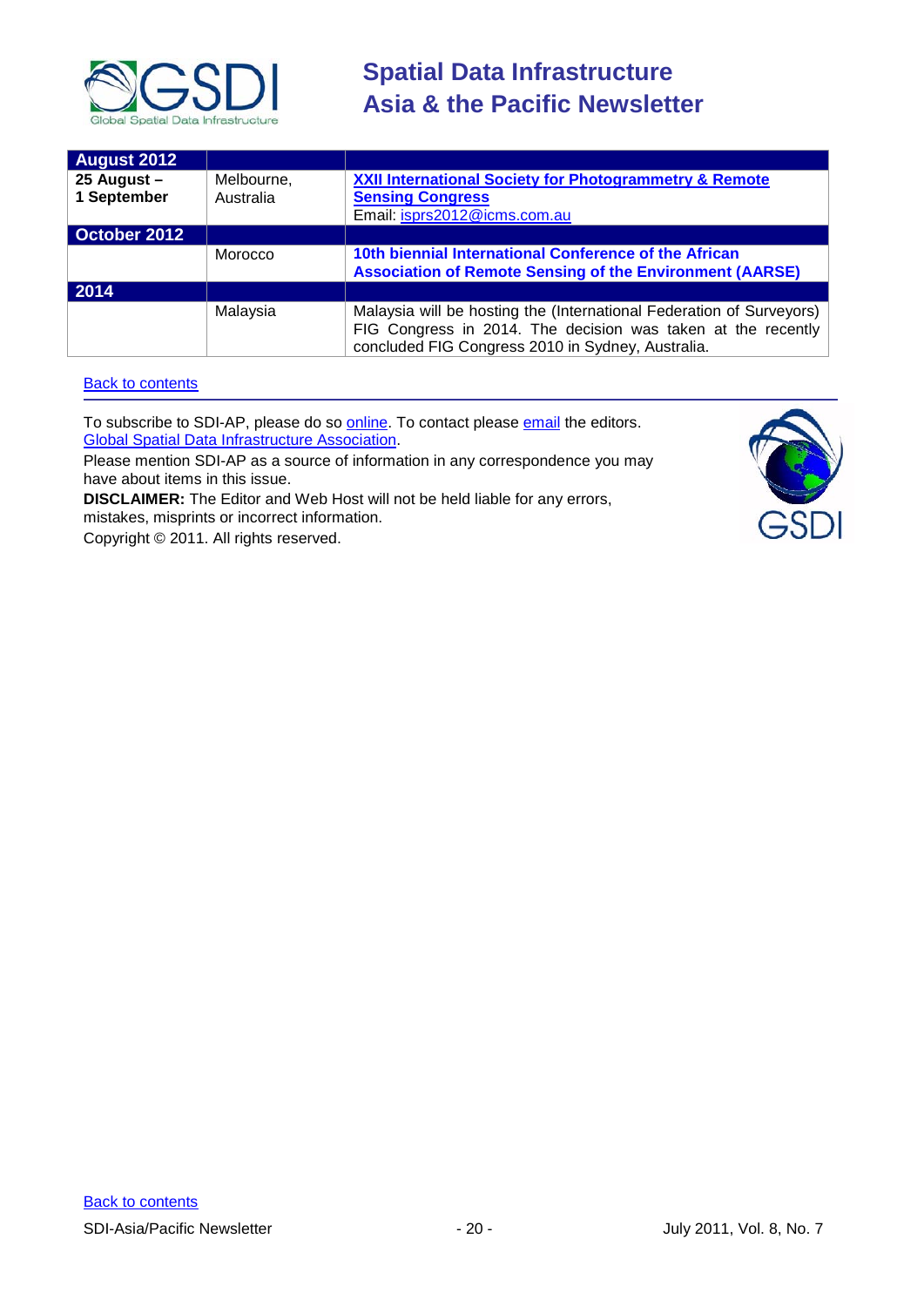| | | |
|---|---|---|
| **August 2012** | | |
| **25 August – 1 September** | Melbourne, Australia | **XXII International Society for Photogrammetry & Remote Sensing Congress**<br>Email: isprs2012@icms.com.au |
| **October 2012** | | |
| | Morocco | **10th biennial International Conference of the African Association of Remote Sensing of the Environment (AARSE)** |
| **2014** | | |
| | Malaysia | Malaysia will be hosting the (International Federation of Surveyors) FIG Congress in 2014. The decision was taken at the recently concluded FIG Congress 2010 in Sydney, Australia. |

Back to contents

To subscribe to SDI-AP, please do so online. To contact please email the editors.
Global Spatial Data Infrastructure Association.

Please mention SDI-AP as a source of information in any correspondence you may have about items in this issue.

**DISCLAIMER:** The Editor and Web Host will not be held liable for any errors, mistakes, misprints or incorrect information.

Copyright © 2011. All rights reserved.

Back to contents